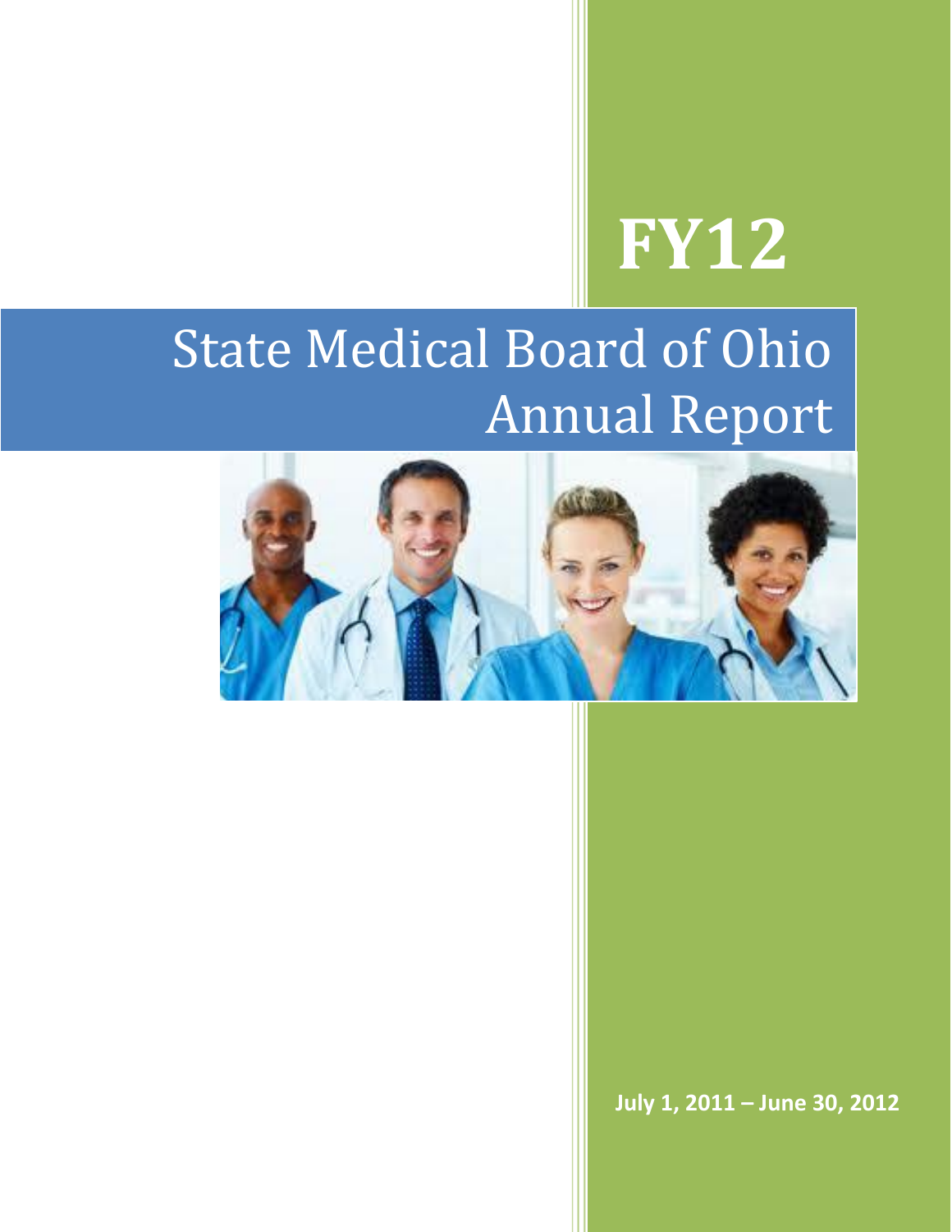# FY12

# State Medical Board of Ohio Annual Report

July 1, 2011 – June 30, 2012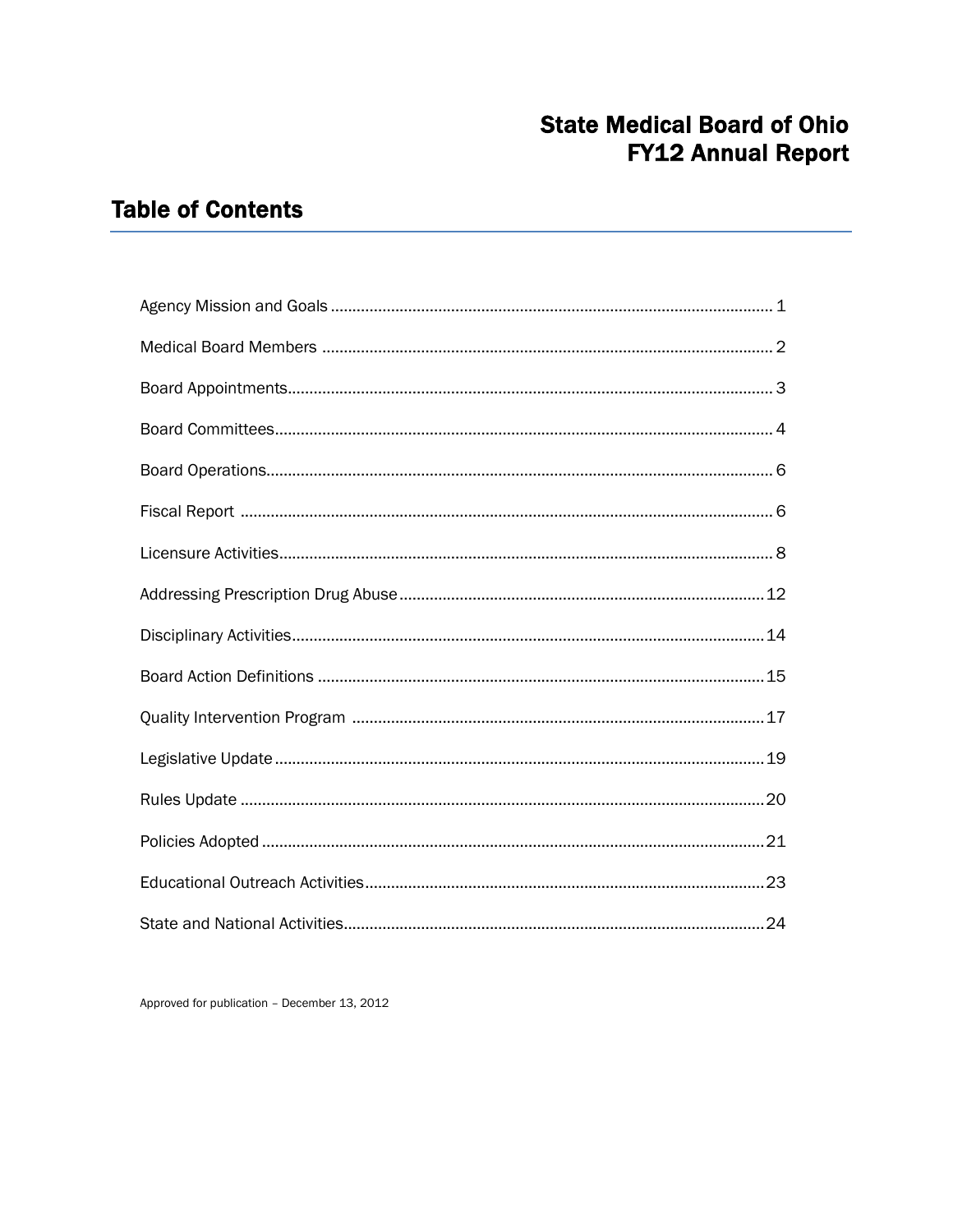# State Medical Board of Ohio
# FY12 Annual Report

## Table of Contents

Agency Mission and Goals ..................... 1

Medical Board Members ..................... 2

Board Appointments..................... 3

Board Committees..................... 4

Board Operations..................... 6

Fiscal Report ..................... 6

Licensure Activities..................... 8

Addressing Prescription Drug Abuse ..................... 12

Disciplinary Activities..................... 14

Board Action Definitions ..................... 15

Quality Intervention Program ..................... 17

Legislative Update ..................... 19

Rules Update ..................... 20

Policies Adopted ..................... 21

Educational Outreach Activities..................... 23

State and National Activities..................... 24

Approved for publication – December 13, 2012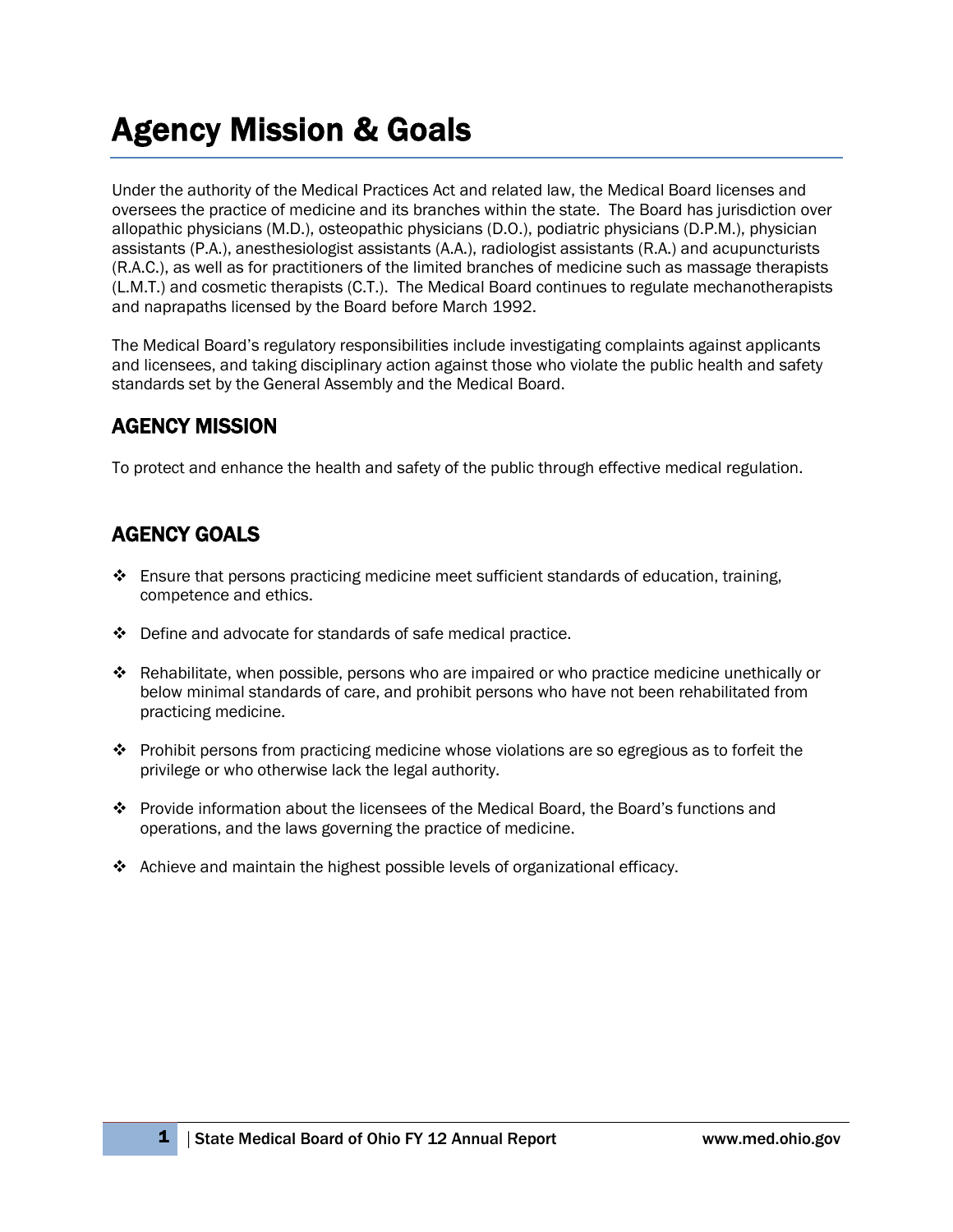# Agency Mission & Goals

Under the authority of the Medical Practices Act and related law, the Medical Board licenses and oversees the practice of medicine and its branches within the state. The Board has jurisdiction over allopathic physicians (M.D.), osteopathic physicians (D.O.), podiatric physicians (D.P.M.), physician assistants (P.A.), anesthesiologist assistants (A.A.), radiologist assistants (R.A.) and acupuncturists (R.A.C.), as well as for practitioners of the limited branches of medicine such as massage therapists (L.M.T.) and cosmetic therapists (C.T.). The Medical Board continues to regulate mechanotherapists and naprapaths licensed by the Board before March 1992.

The Medical Board's regulatory responsibilities include investigating complaints against applicants and licensees, and taking disciplinary action against those who violate the public health and safety standards set by the General Assembly and the Medical Board.

## AGENCY MISSION

To protect and enhance the health and safety of the public through effective medical regulation.

## AGENCY GOALS

- Ensure that persons practicing medicine meet sufficient standards of education, training, competence and ethics.
- Define and advocate for standards of safe medical practice.
- Rehabilitate, when possible, persons who are impaired or who practice medicine unethically or below minimal standards of care, and prohibit persons who have not been rehabilitated from practicing medicine.
- Prohibit persons from practicing medicine whose violations are so egregious as to forfeit the privilege or who otherwise lack the legal authority.
- Provide information about the licensees of the Medical Board, the Board's functions and operations, and the laws governing the practice of medicine.
- Achieve and maintain the highest possible levels of organizational efficacy.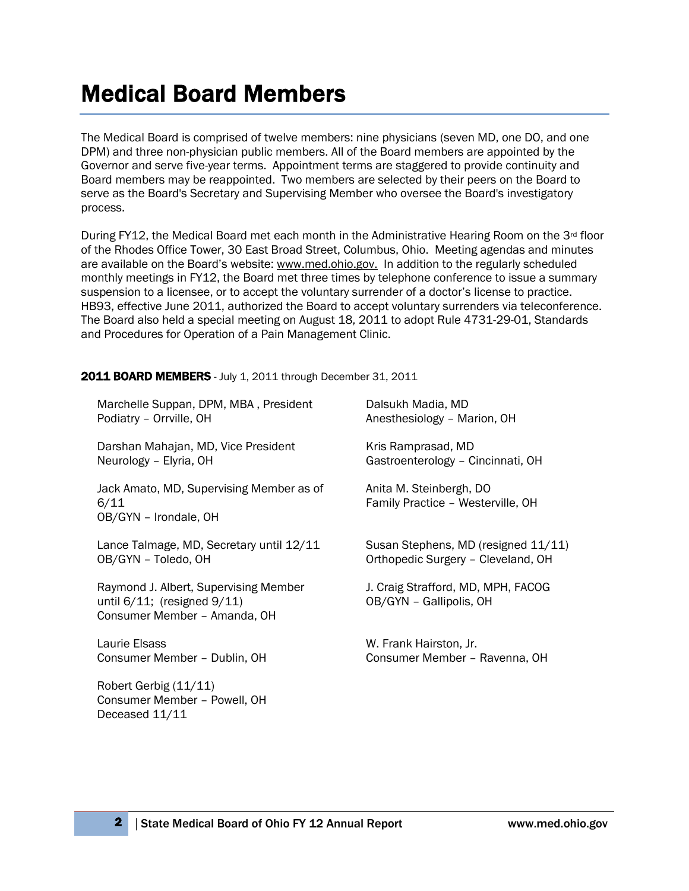# Medical Board Members

The Medical Board is comprised of twelve members: nine physicians (seven MD, one DO, and one DPM) and three non-physician public members. All of the Board members are appointed by the Governor and serve five-year terms. Appointment terms are staggered to provide continuity and Board members may be reappointed. Two members are selected by their peers on the Board to serve as the Board's Secretary and Supervising Member who oversee the Board's investigatory process.

During FY12, the Medical Board met each month in the Administrative Hearing Room on the 3rd floor of the Rhodes Office Tower, 30 East Broad Street, Columbus, Ohio. Meeting agendas and minutes are available on the Board's website: www.med.ohio.gov. In addition to the regularly scheduled monthly meetings in FY12, the Board met three times by telephone conference to issue a summary suspension to a licensee, or to accept the voluntary surrender of a doctor's license to practice. HB93, effective June 2011, authorized the Board to accept voluntary surrenders via teleconference. The Board also held a special meeting on August 18, 2011 to adopt Rule 4731-29-01, Standards and Procedures for Operation of a Pain Management Clinic.

**2011 BOARD MEMBERS** - July 1, 2011 through December 31, 2011

Marchelle Suppan, DPM, MBA , President
Podiatry – Orrville, OH

Darshan Mahajan, MD, Vice President
Neurology – Elyria, OH

Jack Amato, MD, Supervising Member as of 6/11
OB/GYN – Irondale, OH

Lance Talmage, MD, Secretary until 12/11
OB/GYN – Toledo, OH

Raymond J. Albert, Supervising Member until 6/11; (resigned 9/11)
Consumer Member – Amanda, OH

Laurie Elsass
Consumer Member – Dublin, OH

Robert Gerbig (11/11)
Consumer Member – Powell, OH
Deceased 11/11

Dalsukh Madia, MD
Anesthesiology – Marion, OH

Kris Ramprasad, MD
Gastroenterology – Cincinnati, OH

Anita M. Steinbergh, DO
Family Practice – Westerville, OH

Susan Stephens, MD (resigned 11/11)
Orthopedic Surgery – Cleveland, OH

J. Craig Strafford, MD, MPH, FACOG
OB/GYN – Gallipolis, OH

W. Frank Hairston, Jr.
Consumer Member – Ravenna, OH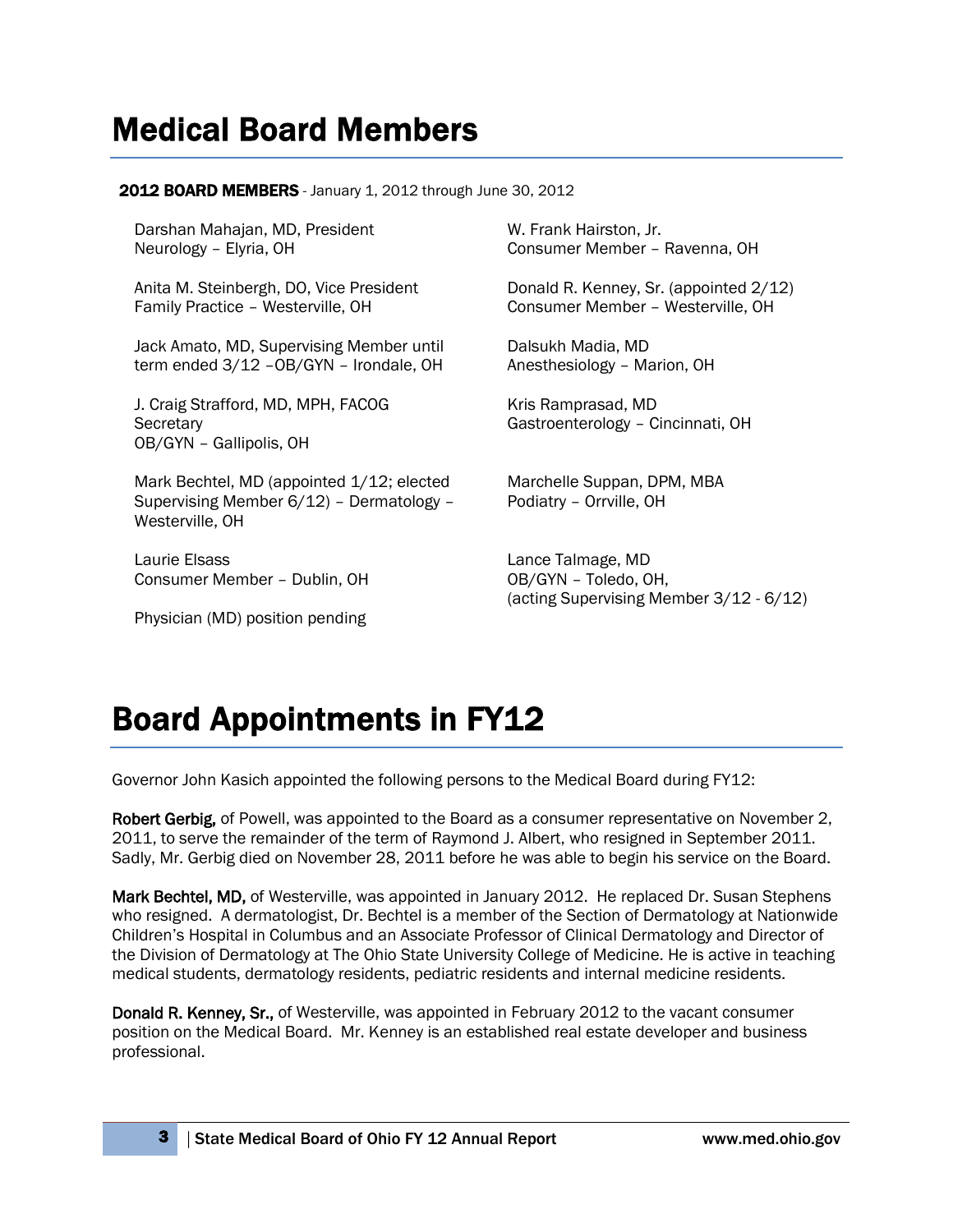# Medical Board Members

**2012 BOARD MEMBERS** - January 1, 2012 through June 30, 2012

Darshan Mahajan, MD, President
Neurology – Elyria, OH

Anita M. Steinbergh, DO, Vice President
Family Practice – Westerville, OH

Jack Amato, MD, Supervising Member until term ended 3/12 –OB/GYN – Irondale, OH

J. Craig Strafford, MD, MPH, FACOG
Secretary
OB/GYN – Gallipolis, OH

Mark Bechtel, MD (appointed 1/12; elected Supervising Member 6/12) – Dermatology – Westerville, OH

Laurie Elsass
Consumer Member – Dublin, OH

Physician (MD) position pending

W. Frank Hairston, Jr.
Consumer Member – Ravenna, OH

Donald R. Kenney, Sr. (appointed 2/12)
Consumer Member – Westerville, OH

Dalsukh Madia, MD
Anesthesiology – Marion, OH

Kris Ramprasad, MD
Gastroenterology – Cincinnati, OH

Marchelle Suppan, DPM, MBA
Podiatry – Orrville, OH

Lance Talmage, MD
OB/GYN – Toledo, OH,
(acting Supervising Member 3/12 - 6/12)

# Board Appointments in FY12

Governor John Kasich appointed the following persons to the Medical Board during FY12:

**Robert Gerbig,** of Powell, was appointed to the Board as a consumer representative on November 2, 2011, to serve the remainder of the term of Raymond J. Albert, who resigned in September 2011. Sadly, Mr. Gerbig died on November 28, 2011 before he was able to begin his service on the Board.

**Mark Bechtel, MD,** of Westerville, was appointed in January 2012. He replaced Dr. Susan Stephens who resigned. A dermatologist, Dr. Bechtel is a member of the Section of Dermatology at Nationwide Children's Hospital in Columbus and an Associate Professor of Clinical Dermatology and Director of the Division of Dermatology at The Ohio State University College of Medicine. He is active in teaching medical students, dermatology residents, pediatric residents and internal medicine residents.

**Donald R. Kenney, Sr.,** of Westerville, was appointed in February 2012 to the vacant consumer position on the Medical Board. Mr. Kenney is an established real estate developer and business professional.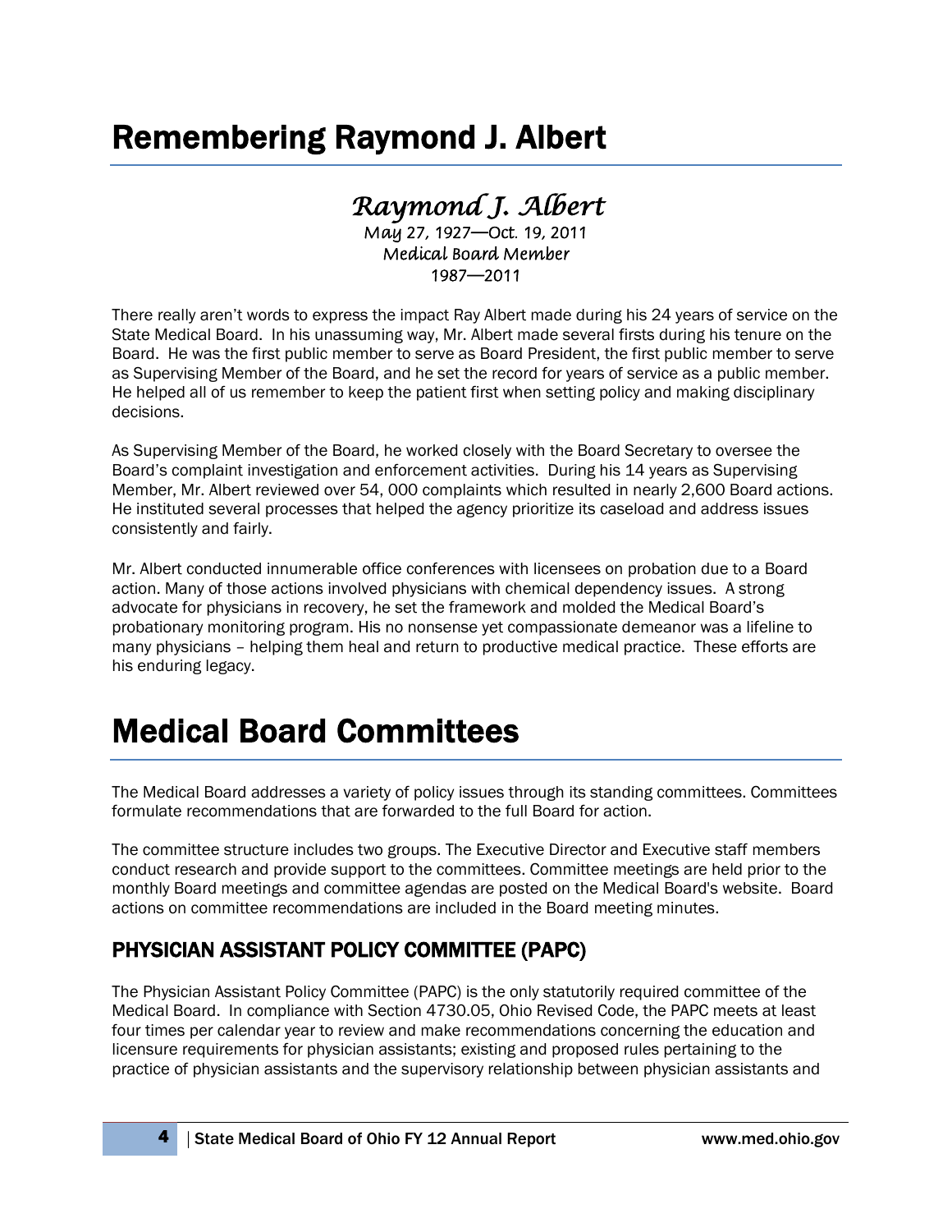# Remembering Raymond J. Albert

*Raymond J. Albert*
*May 27, 1927—Oct. 19, 2011*
*Medical Board Member*
*1987—2011*

There really aren't words to express the impact Ray Albert made during his 24 years of service on the State Medical Board. In his unassuming way, Mr. Albert made several firsts during his tenure on the Board. He was the first public member to serve as Board President, the first public member to serve as Supervising Member of the Board, and he set the record for years of service as a public member. He helped all of us remember to keep the patient first when setting policy and making disciplinary decisions.

As Supervising Member of the Board, he worked closely with the Board Secretary to oversee the Board's complaint investigation and enforcement activities. During his 14 years as Supervising Member, Mr. Albert reviewed over 54, 000 complaints which resulted in nearly 2,600 Board actions. He instituted several processes that helped the agency prioritize its caseload and address issues consistently and fairly.

Mr. Albert conducted innumerable office conferences with licensees on probation due to a Board action. Many of those actions involved physicians with chemical dependency issues. A strong advocate for physicians in recovery, he set the framework and molded the Medical Board's probationary monitoring program. His no nonsense yet compassionate demeanor was a lifeline to many physicians – helping them heal and return to productive medical practice. These efforts are his enduring legacy.

# Medical Board Committees

The Medical Board addresses a variety of policy issues through its standing committees. Committees formulate recommendations that are forwarded to the full Board for action.

The committee structure includes two groups. The Executive Director and Executive staff members conduct research and provide support to the committees. Committee meetings are held prior to the monthly Board meetings and committee agendas are posted on the Medical Board's website. Board actions on committee recommendations are included in the Board meeting minutes.

## PHYSICIAN ASSISTANT POLICY COMMITTEE (PAPC)

The Physician Assistant Policy Committee (PAPC) is the only statutorily required committee of the Medical Board. In compliance with Section 4730.05, Ohio Revised Code, the PAPC meets at least four times per calendar year to review and make recommendations concerning the education and licensure requirements for physician assistants; existing and proposed rules pertaining to the practice of physician assistants and the supervisory relationship between physician assistants and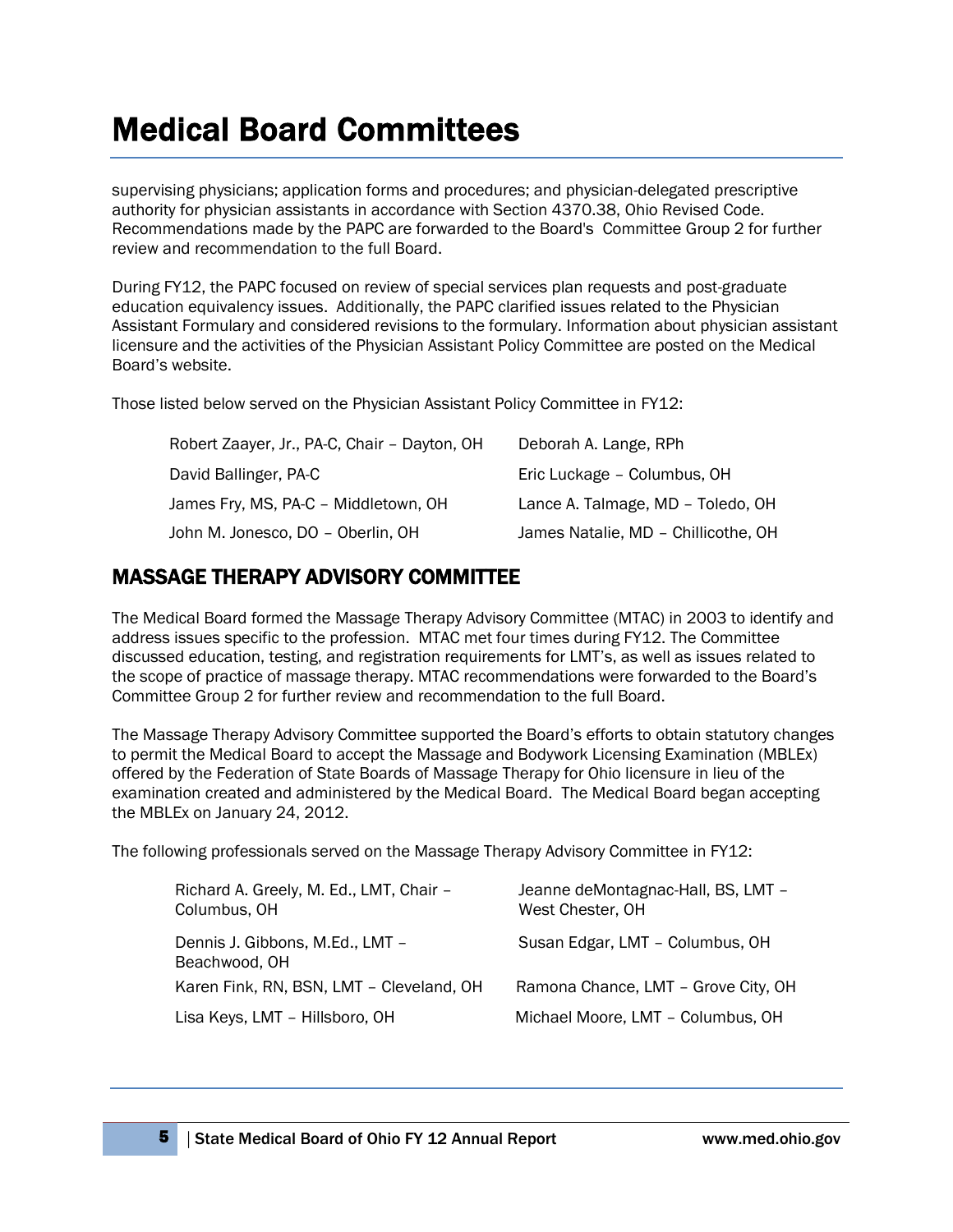# Medical Board Committees

supervising physicians; application forms and procedures; and physician-delegated prescriptive authority for physician assistants in accordance with Section 4370.38, Ohio Revised Code. Recommendations made by the PAPC are forwarded to the Board's Committee Group 2 for further review and recommendation to the full Board.

During FY12, the PAPC focused on review of special services plan requests and post-graduate education equivalency issues. Additionally, the PAPC clarified issues related to the Physician Assistant Formulary and considered revisions to the formulary. Information about physician assistant licensure and the activities of the Physician Assistant Policy Committee are posted on the Medical Board's website.

Those listed below served on the Physician Assistant Policy Committee in FY12:

- Robert Zaayer, Jr., PA-C, Chair – Dayton, OH
- David Ballinger, PA-C
- James Fry, MS, PA-C – Middletown, OH
- John M. Jonesco, DO – Oberlin, OH
- Deborah A. Lange, RPh
- Eric Luckage – Columbus, OH
- Lance A. Talmage, MD – Toledo, OH
- James Natalie, MD – Chillicothe, OH

## MASSAGE THERAPY ADVISORY COMMITTEE

The Medical Board formed the Massage Therapy Advisory Committee (MTAC) in 2003 to identify and address issues specific to the profession. MTAC met four times during FY12. The Committee discussed education, testing, and registration requirements for LMT's, as well as issues related to the scope of practice of massage therapy. MTAC recommendations were forwarded to the Board's Committee Group 2 for further review and recommendation to the full Board.

The Massage Therapy Advisory Committee supported the Board's efforts to obtain statutory changes to permit the Medical Board to accept the Massage and Bodywork Licensing Examination (MBLEx) offered by the Federation of State Boards of Massage Therapy for Ohio licensure in lieu of the examination created and administered by the Medical Board. The Medical Board began accepting the MBLEx on January 24, 2012.

The following professionals served on the Massage Therapy Advisory Committee in FY12:

- Richard A. Greely, M. Ed., LMT, Chair – Columbus, OH
- Dennis J. Gibbons, M.Ed., LMT – Beachwood, OH
- Karen Fink, RN, BSN, LMT – Cleveland, OH
- Lisa Keys, LMT – Hillsboro, OH
- Jeanne deMontagnac-Hall, BS, LMT – West Chester, OH
- Susan Edgar, LMT – Columbus, OH
- Ramona Chance, LMT – Grove City, OH
- Michael Moore, LMT – Columbus, OH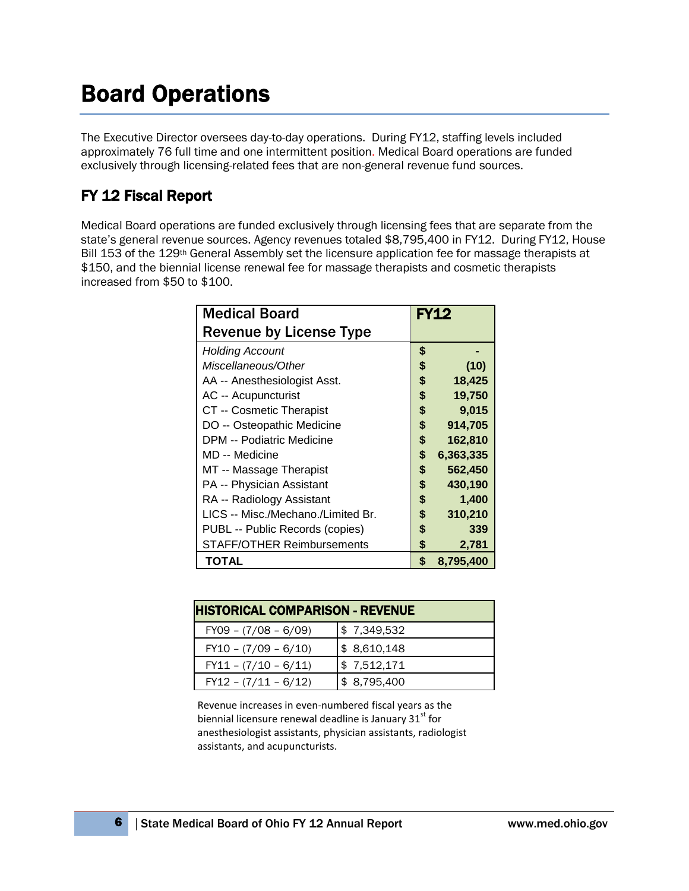# Board Operations

The Executive Director oversees day-to-day operations. During FY12, staffing levels included approximately 76 full time and one intermittent position. Medical Board operations are funded exclusively through licensing-related fees that are non-general revenue fund sources.

## FY 12 Fiscal Report

Medical Board operations are funded exclusively through licensing fees that are separate from the state's general revenue sources. Agency revenues totaled $8,795,400 in FY12. During FY12, House Bill 153 of the 129th General Assembly set the licensure application fee for massage therapists at $150, and the biennial license renewal fee for massage therapists and cosmetic therapists increased from $50 to $100.

| Medical Board Revenue by License Type | FY12 |
|---|---|
| *Holding Account* | $ - |
| *Miscellaneous/Other* | $ (10) |
| AA -- Anesthesiologist Asst. | $ 18,425 |
| AC -- Acupuncturist | $ 19,750 |
| CT -- Cosmetic Therapist | $ 9,015 |
| DO -- Osteopathic Medicine | $ 914,705 |
| DPM -- Podiatric Medicine | $ 162,810 |
| MD -- Medicine | $ 6,363,335 |
| MT -- Massage Therapist | $ 562,450 |
| PA -- Physician Assistant | $ 430,190 |
| RA -- Radiology Assistant | $ 1,400 |
| LICS -- Misc./Mechano./Limited Br. | $ 310,210 |
| PUBL -- Public Records (copies) | $ 339 |
| STAFF/OTHER Reimbursements | $ 2,781 |
| **TOTAL** | **$ 8,795,400** |

| HISTORICAL COMPARISON - REVENUE | |
|---|---|
| FY09 – (7/08 – 6/09) | $ 7,349,532 |
| FY10 – (7/09 – 6/10) | $ 8,610,148 |
| FY11 – (7/10 – 6/11) | $ 7,512,171 |
| FY12 – (7/11 – 6/12) | $ 8,795,400 |

Revenue increases in even-numbered fiscal years as the biennial licensure renewal deadline is January 31st for anesthesiologist assistants, physician assistants, radiologist assistants, and acupuncturists.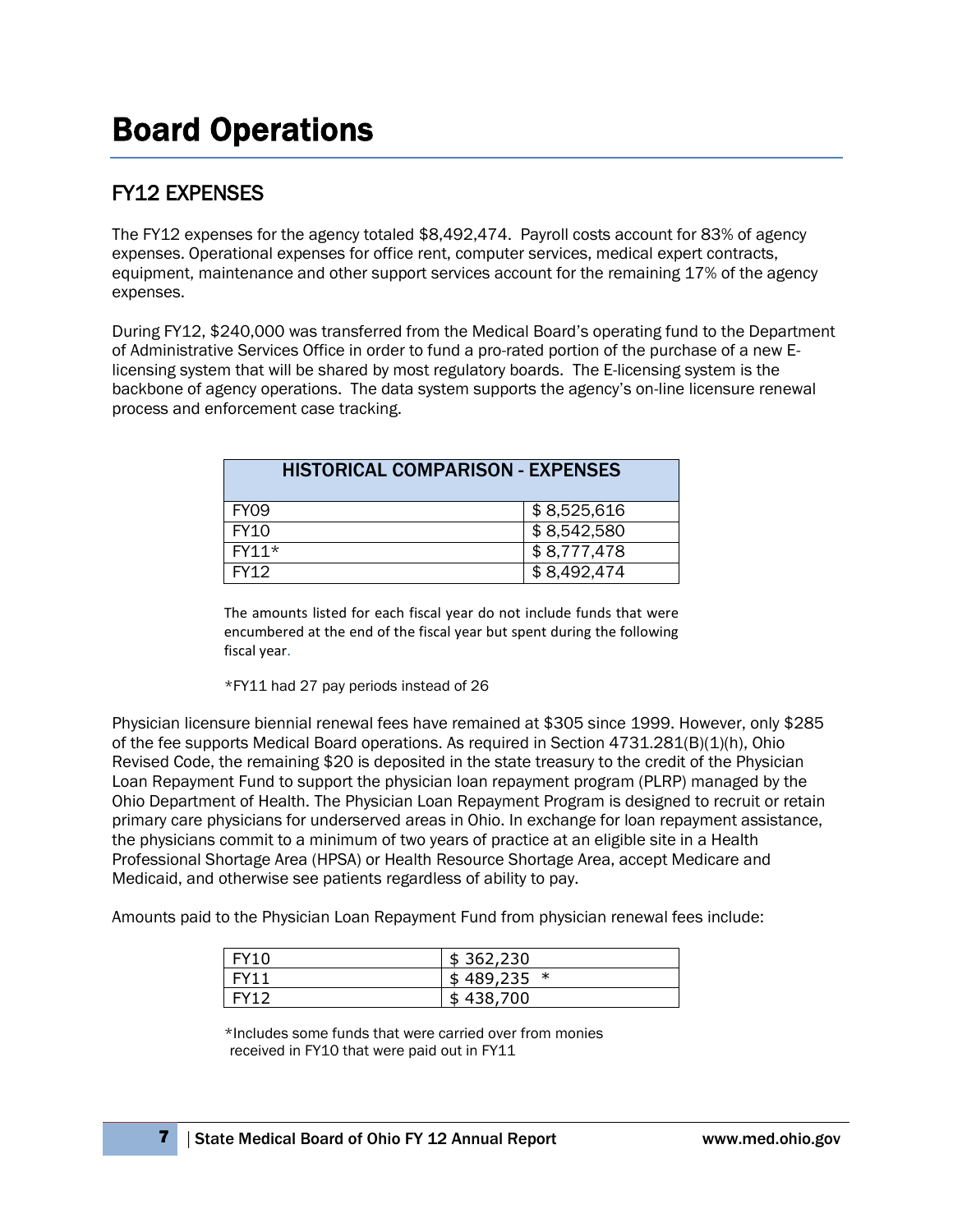# Board Operations

## FY12 EXPENSES

The FY12 expenses for the agency totaled $8,492,474. Payroll costs account for 83% of agency expenses. Operational expenses for office rent, computer services, medical expert contracts, equipment, maintenance and other support services account for the remaining 17% of the agency expenses.

During FY12, $240,000 was transferred from the Medical Board's operating fund to the Department of Administrative Services Office in order to fund a pro-rated portion of the purchase of a new E-licensing system that will be shared by most regulatory boards. The E-licensing system is the backbone of agency operations. The data system supports the agency's on-line licensure renewal process and enforcement case tracking.

| HISTORICAL COMPARISON - EXPENSES | |
|---|---|
| FY09 | $ 8,525,616 |
| FY10 | $ 8,542,580 |
| FY11* | $ 8,777,478 |
| FY12 | $ 8,492,474 |

The amounts listed for each fiscal year do not include funds that were encumbered at the end of the fiscal year but spent during the following fiscal year.

*FY11 had 27 pay periods instead of 26

Physician licensure biennial renewal fees have remained at $305 since 1999. However, only $285 of the fee supports Medical Board operations. As required in Section 4731.281(B)(1)(h), Ohio Revised Code, the remaining $20 is deposited in the state treasury to the credit of the Physician Loan Repayment Fund to support the physician loan repayment program (PLRP) managed by the Ohio Department of Health. The Physician Loan Repayment Program is designed to recruit or retain primary care physicians for underserved areas in Ohio. In exchange for loan repayment assistance, the physicians commit to a minimum of two years of practice at an eligible site in a Health Professional Shortage Area (HPSA) or Health Resource Shortage Area, accept Medicare and Medicaid, and otherwise see patients regardless of ability to pay.

Amounts paid to the Physician Loan Repayment Fund from physician renewal fees include:

| | |
|---|---|
| FY10 | $ 362,230 |
| FY11 | $ 489,235 * |
| FY12 | $ 438,700 |

*Includes some funds that were carried over from monies received in FY10 that were paid out in FY11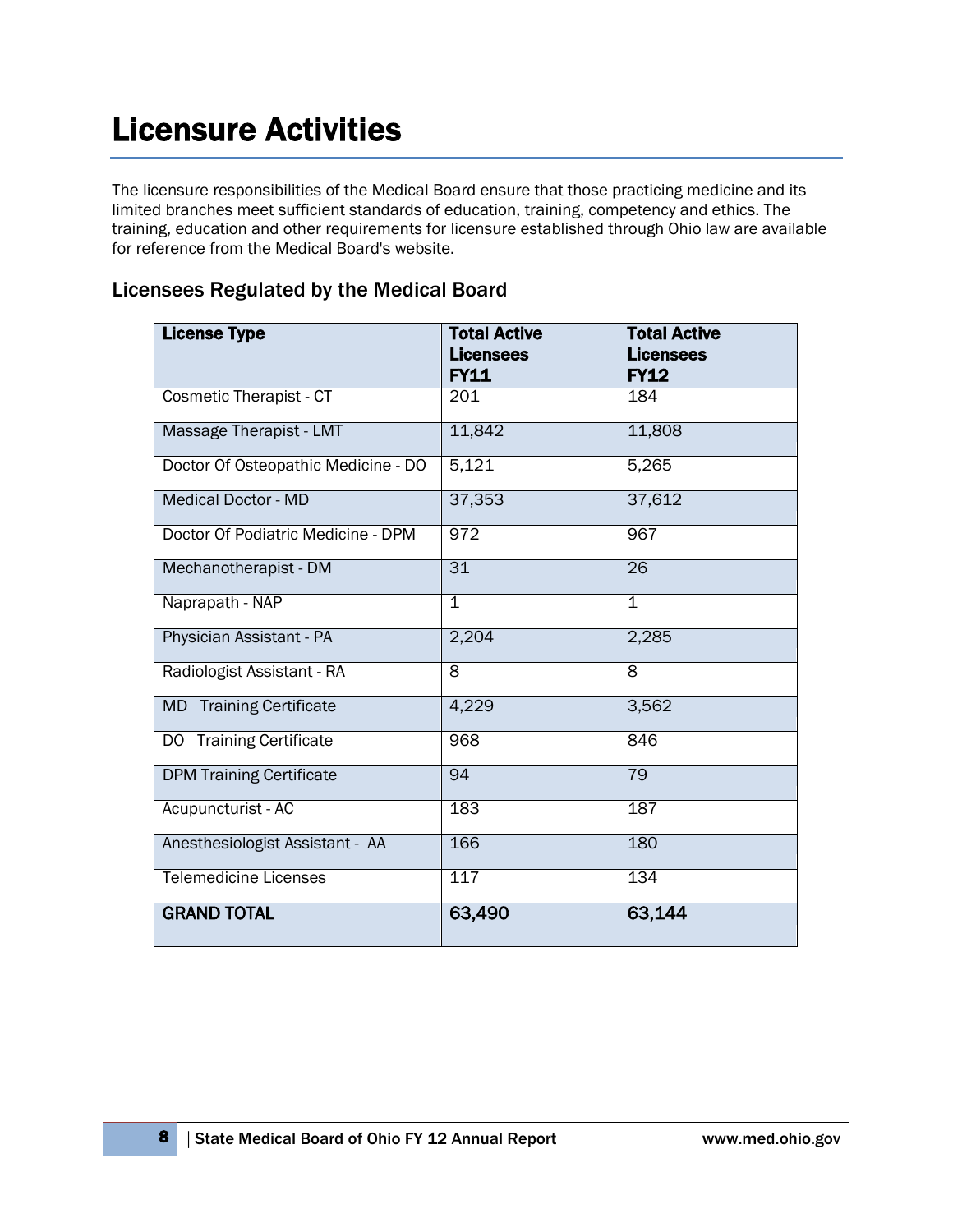# Licensure Activities

The licensure responsibilities of the Medical Board ensure that those practicing medicine and its limited branches meet sufficient standards of education, training, competency and ethics. The training, education and other requirements for licensure established through Ohio law are available for reference from the Medical Board's website.

## Licensees Regulated by the Medical Board

| License Type | Total Active Licensees FY11 | Total Active Licensees FY12 |
|---|---|---|
| Cosmetic Therapist - CT | 201 | 184 |
| Massage Therapist - LMT | 11,842 | 11,808 |
| Doctor Of Osteopathic Medicine - DO | 5,121 | 5,265 |
| Medical Doctor - MD | 37,353 | 37,612 |
| Doctor Of Podiatric Medicine - DPM | 972 | 967 |
| Mechanotherapist - DM | 31 | 26 |
| Naprapath - NAP | 1 | 1 |
| Physician Assistant - PA | 2,204 | 2,285 |
| Radiologist Assistant - RA | 8 | 8 |
| MD Training Certificate | 4,229 | 3,562 |
| DO Training Certificate | 968 | 846 |
| DPM Training Certificate | 94 | 79 |
| Acupuncturist - AC | 183 | 187 |
| Anesthesiologist Assistant - AA | 166 | 180 |
| Telemedicine Licenses | 117 | 134 |
| **GRAND TOTAL** | **63,490** | **63,144** |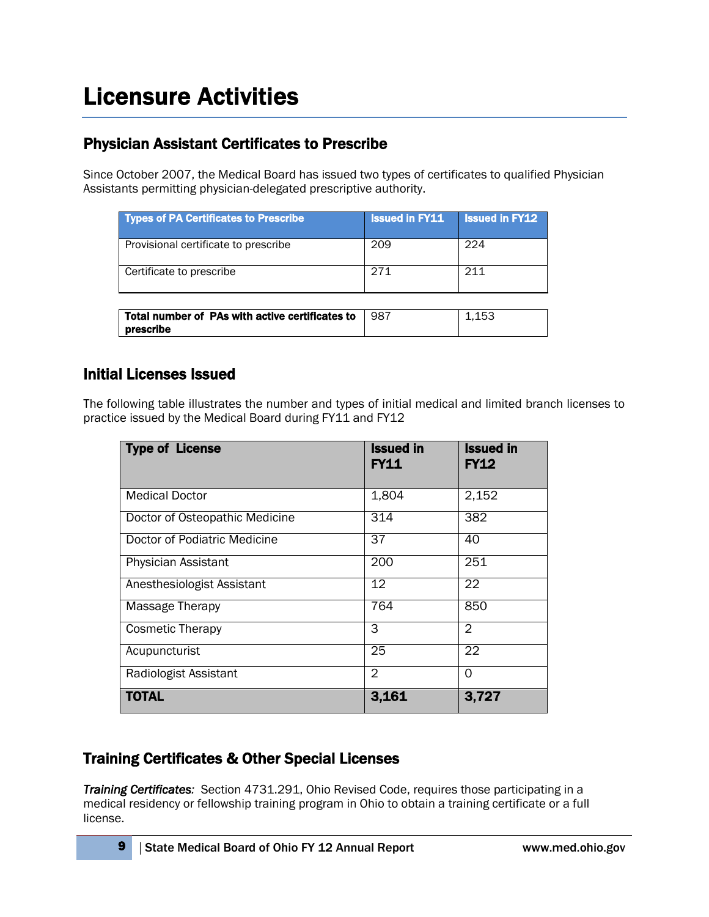# Licensure Activities

## Physician Assistant Certificates to Prescribe

Since October 2007, the Medical Board has issued two types of certificates to qualified Physician Assistants permitting physician-delegated prescriptive authority.

| Types of PA Certificates to Prescribe | Issued in FY11 | Issued in FY12 |
|---|---|---|
| Provisional certificate to prescribe | 209 | 224 |
| Certificate to prescribe | 271 | 211 |
| **Total number of PAs with active certificates to prescribe** | 987 | 1,153 |

## Initial Licenses Issued

The following table illustrates the number and types of initial medical and limited branch licenses to practice issued by the Medical Board during FY11 and FY12

| Type of License | Issued in FY11 | Issued in FY12 |
|---|---|---|
| Medical Doctor | 1,804 | 2,152 |
| Doctor of Osteopathic Medicine | 314 | 382 |
| Doctor of Podiatric Medicine | 37 | 40 |
| Physician Assistant | 200 | 251 |
| Anesthesiologist Assistant | 12 | 22 |
| Massage Therapy | 764 | 850 |
| Cosmetic Therapy | 3 | 2 |
| Acupuncturist | 25 | 22 |
| Radiologist Assistant | 2 | 0 |
| **TOTAL** | **3,161** | **3,727** |

## Training Certificates & Other Special Licenses

***Training Certificates****:* Section 4731.291, Ohio Revised Code, requires those participating in a medical residency or fellowship training program in Ohio to obtain a training certificate or a full license.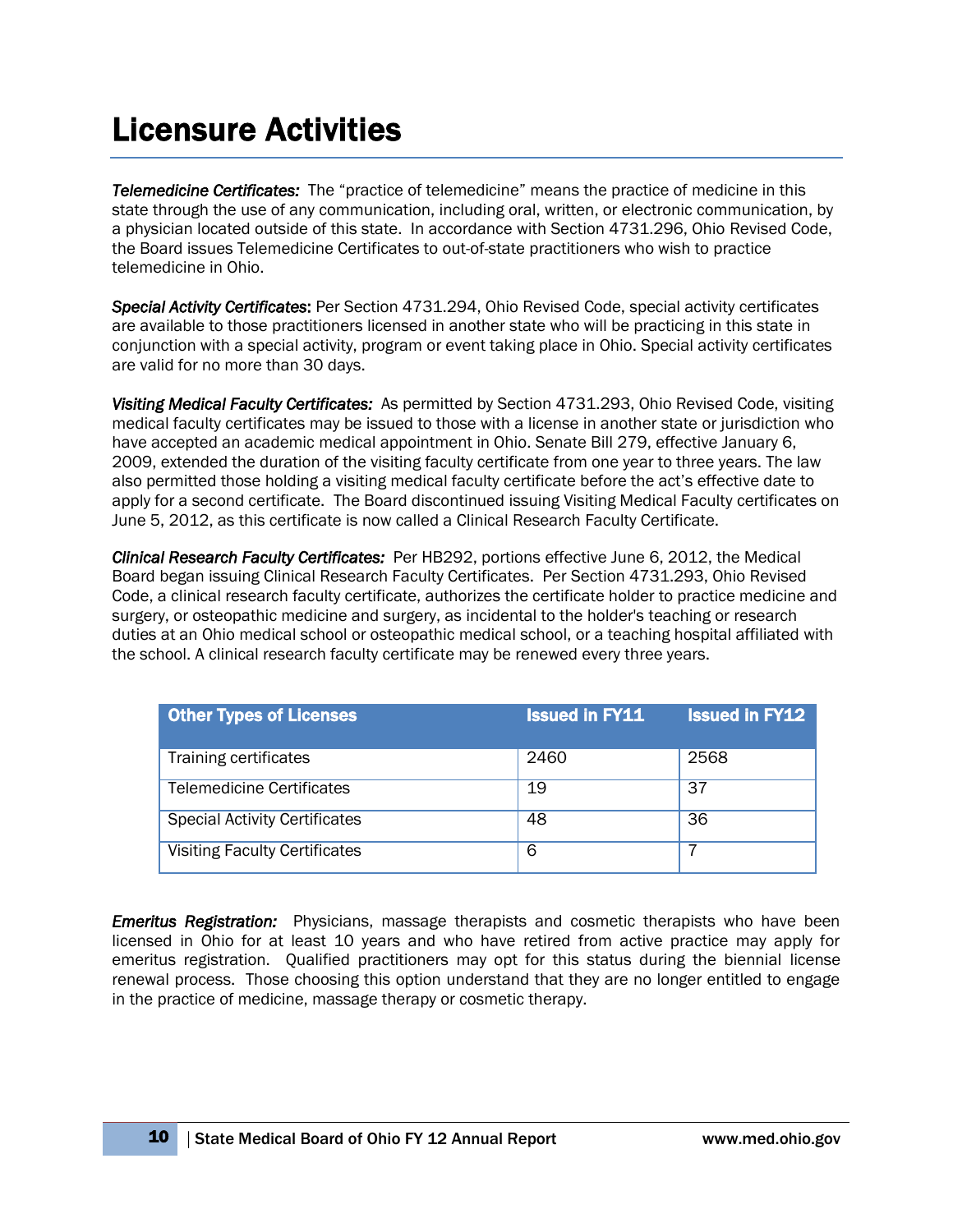# Licensure Activities

***Telemedicine Certificates:*** The "practice of telemedicine" means the practice of medicine in this state through the use of any communication, including oral, written, or electronic communication, by a physician located outside of this state. In accordance with Section 4731.296, Ohio Revised Code, the Board issues Telemedicine Certificates to out-of-state practitioners who wish to practice telemedicine in Ohio.

***Special Activity Certificates*:** Per Section 4731.294, Ohio Revised Code, special activity certificates are available to those practitioners licensed in another state who will be practicing in this state in conjunction with a special activity, program or event taking place in Ohio. Special activity certificates are valid for no more than 30 days.

***Visiting Medical Faculty Certificates:*** As permitted by Section 4731.293, Ohio Revised Code, visiting medical faculty certificates may be issued to those with a license in another state or jurisdiction who have accepted an academic medical appointment in Ohio. Senate Bill 279, effective January 6, 2009, extended the duration of the visiting faculty certificate from one year to three years. The law also permitted those holding a visiting medical faculty certificate before the act's effective date to apply for a second certificate. The Board discontinued issuing Visiting Medical Faculty certificates on June 5, 2012, as this certificate is now called a Clinical Research Faculty Certificate.

***Clinical Research Faculty Certificates:*** Per HB292, portions effective June 6, 2012, the Medical Board began issuing Clinical Research Faculty Certificates. Per Section 4731.293, Ohio Revised Code, a clinical research faculty certificate, authorizes the certificate holder to practice medicine and surgery, or osteopathic medicine and surgery, as incidental to the holder's teaching or research duties at an Ohio medical school or osteopathic medical school, or a teaching hospital affiliated with the school. A clinical research faculty certificate may be renewed every three years.

| Other Types of Licenses | Issued in FY11 | Issued in FY12 |
|---|---|---|
| Training certificates | 2460 | 2568 |
| Telemedicine Certificates | 19 | 37 |
| Special Activity Certificates | 48 | 36 |
| Visiting Faculty Certificates | 6 | 7 |

***Emeritus Registration:*** Physicians, massage therapists and cosmetic therapists who have been licensed in Ohio for at least 10 years and who have retired from active practice may apply for emeritus registration. Qualified practitioners may opt for this status during the biennial license renewal process. Those choosing this option understand that they are no longer entitled to engage in the practice of medicine, massage therapy or cosmetic therapy.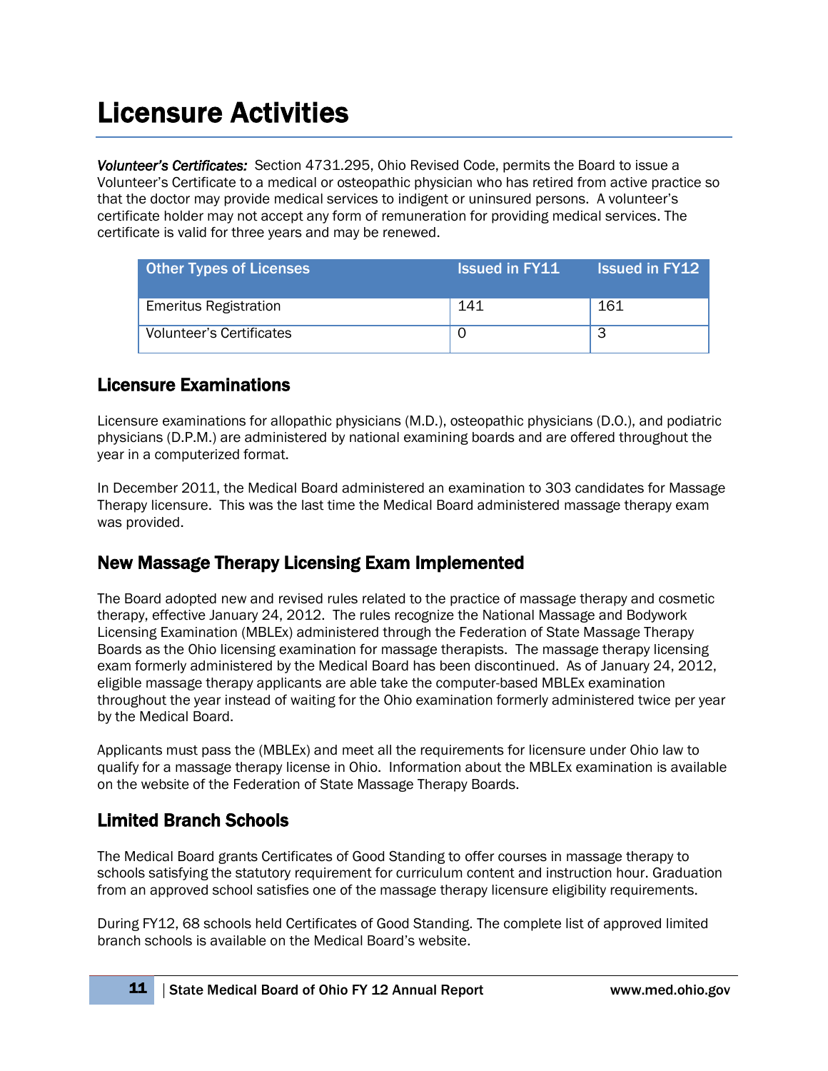# Licensure Activities

***Volunteer's Certificates:*** Section 4731.295, Ohio Revised Code, permits the Board to issue a Volunteer's Certificate to a medical or osteopathic physician who has retired from active practice so that the doctor may provide medical services to indigent or uninsured persons. A volunteer's certificate holder may not accept any form of remuneration for providing medical services. The certificate is valid for three years and may be renewed.

| Other Types of Licenses | Issued in FY11 | Issued in FY12 |
|---|---|---|
| Emeritus Registration | 141 | 161 |
| Volunteer's Certificates | 0 | 3 |

## Licensure Examinations

Licensure examinations for allopathic physicians (M.D.), osteopathic physicians (D.O.), and podiatric physicians (D.P.M.) are administered by national examining boards and are offered throughout the year in a computerized format.

In December 2011, the Medical Board administered an examination to 303 candidates for Massage Therapy licensure. This was the last time the Medical Board administered massage therapy exam was provided.

## New Massage Therapy Licensing Exam Implemented

The Board adopted new and revised rules related to the practice of massage therapy and cosmetic therapy, effective January 24, 2012. The rules recognize the National Massage and Bodywork Licensing Examination (MBLEx) administered through the Federation of State Massage Therapy Boards as the Ohio licensing examination for massage therapists. The massage therapy licensing exam formerly administered by the Medical Board has been discontinued. As of January 24, 2012, eligible massage therapy applicants are able take the computer-based MBLEx examination throughout the year instead of waiting for the Ohio examination formerly administered twice per year by the Medical Board.

Applicants must pass the (MBLEx) and meet all the requirements for licensure under Ohio law to qualify for a massage therapy license in Ohio. Information about the MBLEx examination is available on the website of the Federation of State Massage Therapy Boards.

## Limited Branch Schools

The Medical Board grants Certificates of Good Standing to offer courses in massage therapy to schools satisfying the statutory requirement for curriculum content and instruction hour. Graduation from an approved school satisfies one of the massage therapy licensure eligibility requirements.

During FY12, 68 schools held Certificates of Good Standing. The complete list of approved limited branch schools is available on the Medical Board's website.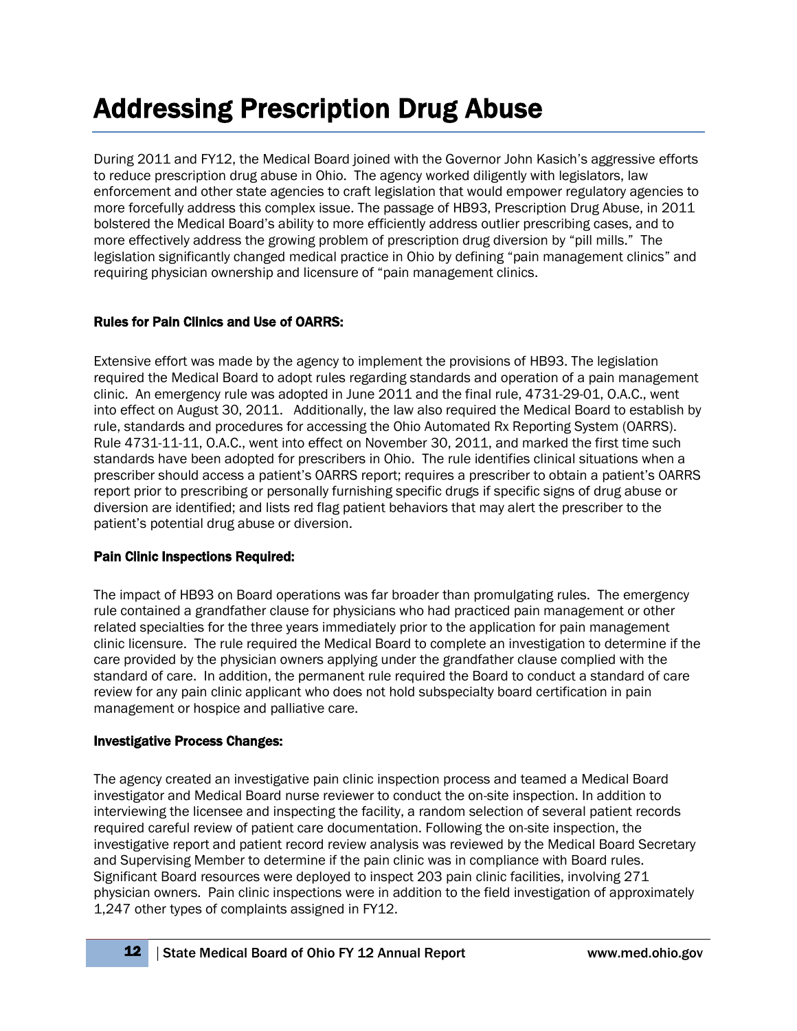# Addressing Prescription Drug Abuse

During 2011 and FY12, the Medical Board joined with the Governor John Kasich's aggressive efforts to reduce prescription drug abuse in Ohio. The agency worked diligently with legislators, law enforcement and other state agencies to craft legislation that would empower regulatory agencies to more forcefully address this complex issue. The passage of HB93, Prescription Drug Abuse, in 2011 bolstered the Medical Board's ability to more efficiently address outlier prescribing cases, and to more effectively address the growing problem of prescription drug diversion by "pill mills." The legislation significantly changed medical practice in Ohio by defining "pain management clinics" and requiring physician ownership and licensure of "pain management clinics.

### Rules for Pain Clinics and Use of OARRS:

Extensive effort was made by the agency to implement the provisions of HB93. The legislation required the Medical Board to adopt rules regarding standards and operation of a pain management clinic. An emergency rule was adopted in June 2011 and the final rule, 4731-29-01, O.A.C., went into effect on August 30, 2011. Additionally, the law also required the Medical Board to establish by rule, standards and procedures for accessing the Ohio Automated Rx Reporting System (OARRS). Rule 4731-11-11, O.A.C., went into effect on November 30, 2011, and marked the first time such standards have been adopted for prescribers in Ohio. The rule identifies clinical situations when a prescriber should access a patient's OARRS report; requires a prescriber to obtain a patient's OARRS report prior to prescribing or personally furnishing specific drugs if specific signs of drug abuse or diversion are identified; and lists red flag patient behaviors that may alert the prescriber to the patient's potential drug abuse or diversion.

### Pain Clinic Inspections Required:

The impact of HB93 on Board operations was far broader than promulgating rules. The emergency rule contained a grandfather clause for physicians who had practiced pain management or other related specialties for the three years immediately prior to the application for pain management clinic licensure. The rule required the Medical Board to complete an investigation to determine if the care provided by the physician owners applying under the grandfather clause complied with the standard of care. In addition, the permanent rule required the Board to conduct a standard of care review for any pain clinic applicant who does not hold subspecialty board certification in pain management or hospice and palliative care.

### Investigative Process Changes:

The agency created an investigative pain clinic inspection process and teamed a Medical Board investigator and Medical Board nurse reviewer to conduct the on-site inspection. In addition to interviewing the licensee and inspecting the facility, a random selection of several patient records required careful review of patient care documentation. Following the on-site inspection, the investigative report and patient record review analysis was reviewed by the Medical Board Secretary and Supervising Member to determine if the pain clinic was in compliance with Board rules. Significant Board resources were deployed to inspect 203 pain clinic facilities, involving 271 physician owners. Pain clinic inspections were in addition to the field investigation of approximately 1,247 other types of complaints assigned in FY12.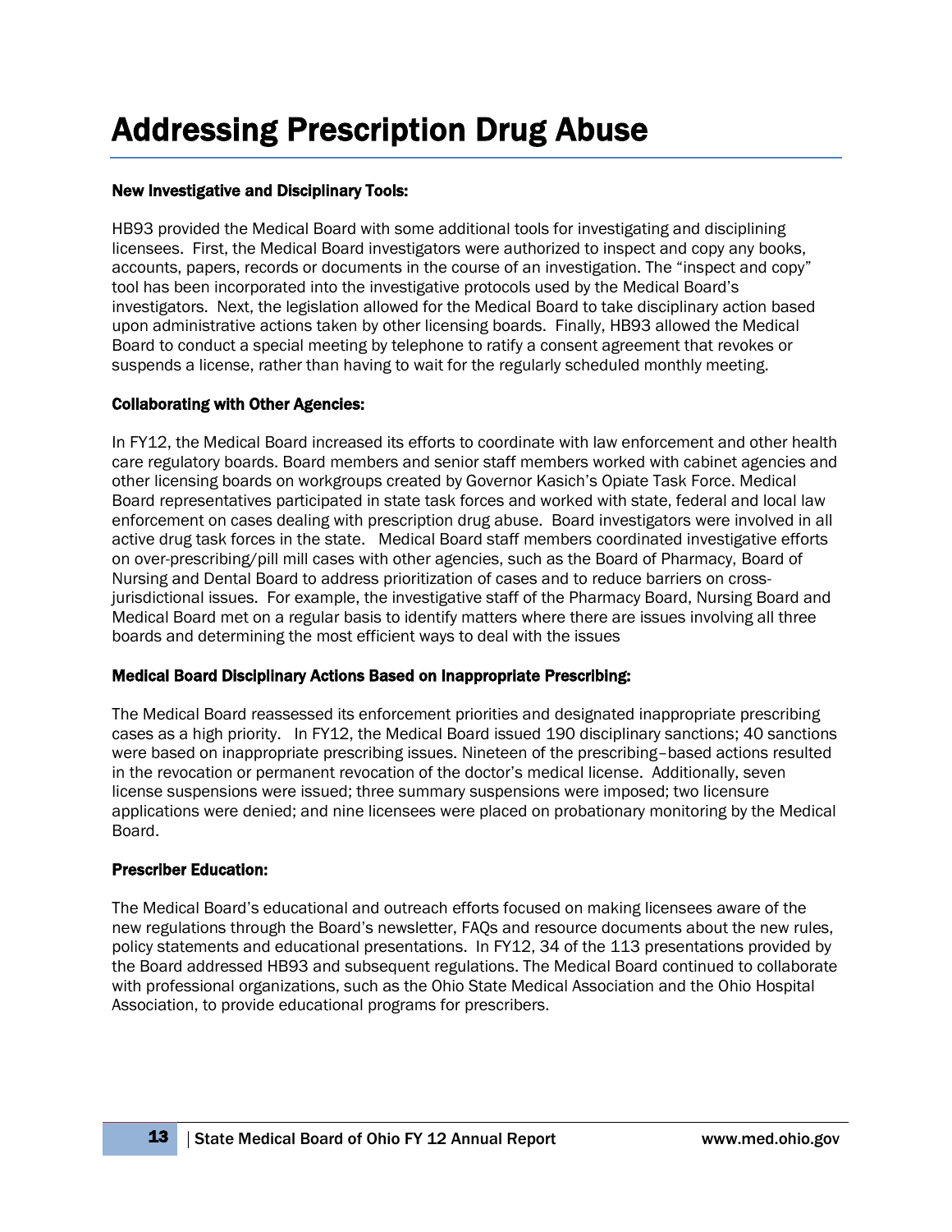# Addressing Prescription Drug Abuse

**New Investigative and Disciplinary Tools:**

HB93 provided the Medical Board with some additional tools for investigating and disciplining licensees. First, the Medical Board investigators were authorized to inspect and copy any books, accounts, papers, records or documents in the course of an investigation. The "inspect and copy" tool has been incorporated into the investigative protocols used by the Medical Board's investigators. Next, the legislation allowed for the Medical Board to take disciplinary action based upon administrative actions taken by other licensing boards. Finally, HB93 allowed the Medical Board to conduct a special meeting by telephone to ratify a consent agreement that revokes or suspends a license, rather than having to wait for the regularly scheduled monthly meeting.

**Collaborating with Other Agencies:**

In FY12, the Medical Board increased its efforts to coordinate with law enforcement and other health care regulatory boards. Board members and senior staff members worked with cabinet agencies and other licensing boards on workgroups created by Governor Kasich's Opiate Task Force. Medical Board representatives participated in state task forces and worked with state, federal and local law enforcement on cases dealing with prescription drug abuse. Board investigators were involved in all active drug task forces in the state. Medical Board staff members coordinated investigative efforts on over-prescribing/pill mill cases with other agencies, such as the Board of Pharmacy, Board of Nursing and Dental Board to address prioritization of cases and to reduce barriers on cross-jurisdictional issues. For example, the investigative staff of the Pharmacy Board, Nursing Board and Medical Board met on a regular basis to identify matters where there are issues involving all three boards and determining the most efficient ways to deal with the issues

**Medical Board Disciplinary Actions Based on Inappropriate Prescribing:**

The Medical Board reassessed its enforcement priorities and designated inappropriate prescribing cases as a high priority. In FY12, the Medical Board issued 190 disciplinary sanctions; 40 sanctions were based on inappropriate prescribing issues. Nineteen of the prescribing–based actions resulted in the revocation or permanent revocation of the doctor's medical license. Additionally, seven license suspensions were issued; three summary suspensions were imposed; two licensure applications were denied; and nine licensees were placed on probationary monitoring by the Medical Board.

**Prescriber Education:**

The Medical Board's educational and outreach efforts focused on making licensees aware of the new regulations through the Board's newsletter, FAQs and resource documents about the new rules, policy statements and educational presentations. In FY12, 34 of the 113 presentations provided by the Board addressed HB93 and subsequent regulations. The Medical Board continued to collaborate with professional organizations, such as the Ohio State Medical Association and the Ohio Hospital Association, to provide educational programs for prescribers.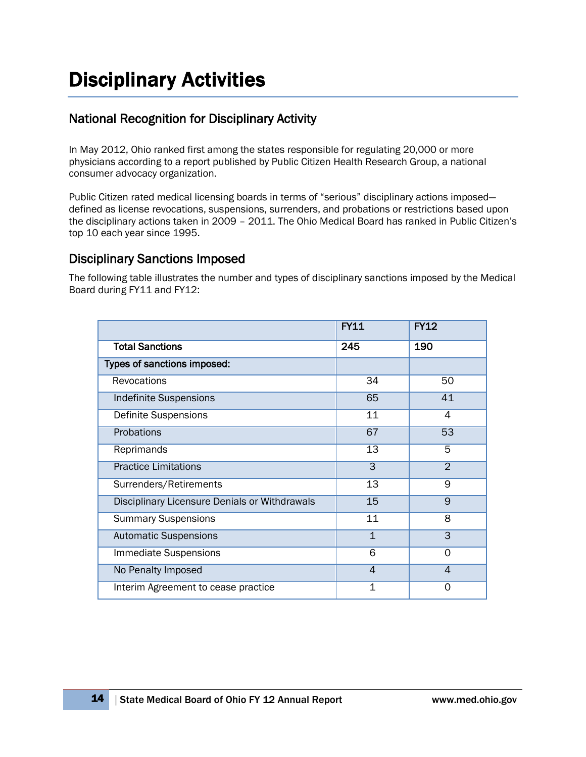# Disciplinary Activities

## National Recognition for Disciplinary Activity

In May 2012, Ohio ranked first among the states responsible for regulating 20,000 or more physicians according to a report published by Public Citizen Health Research Group, a national consumer advocacy organization.

Public Citizen rated medical licensing boards in terms of “serious” disciplinary actions imposed—defined as license revocations, suspensions, surrenders, and probations or restrictions based upon the disciplinary actions taken in 2009 – 2011. The Ohio Medical Board has ranked in Public Citizen’s top 10 each year since 1995.

## Disciplinary Sanctions Imposed

The following table illustrates the number and types of disciplinary sanctions imposed by the Medical Board during FY11 and FY12:

| | FY11 | FY12 |
|---|---|---|
| **Total Sanctions** | **245** | **190** |
| **Types of sanctions imposed:** | | |
| Revocations | 34 | 50 |
| Indefinite Suspensions | 65 | 41 |
| Definite Suspensions | 11 | 4 |
| Probations | 67 | 53 |
| Reprimands | 13 | 5 |
| Practice Limitations | 3 | 2 |
| Surrenders/Retirements | 13 | 9 |
| Disciplinary Licensure Denials or Withdrawals | 15 | 9 |
| Summary Suspensions | 11 | 8 |
| Automatic Suspensions | 1 | 3 |
| Immediate Suspensions | 6 | 0 |
| No Penalty Imposed | 4 | 4 |
| Interim Agreement to cease practice | 1 | 0 |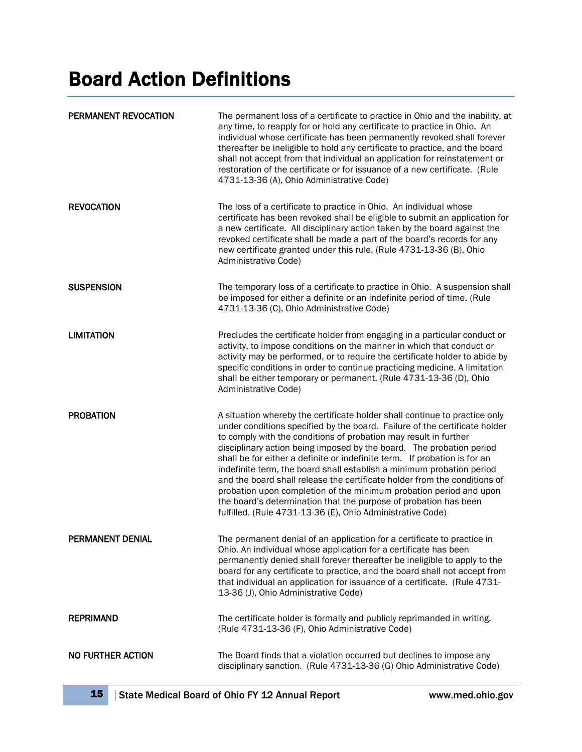# Board Action Definitions

| | |
|---|---|
| **PERMANENT REVOCATION** | The permanent loss of a certificate to practice in Ohio and the inability, at any time, to reapply for or hold any certificate to practice in Ohio. An individual whose certificate has been permanently revoked shall forever thereafter be ineligible to hold any certificate to practice, and the board shall not accept from that individual an application for reinstatement or restoration of the certificate or for issuance of a new certificate. (Rule 4731-13-36 (A), Ohio Administrative Code) |
| **REVOCATION** | The loss of a certificate to practice in Ohio. An individual whose certificate has been revoked shall be eligible to submit an application for a new certificate. All disciplinary action taken by the board against the revoked certificate shall be made a part of the board's records for any new certificate granted under this rule. (Rule 4731-13-36 (B), Ohio Administrative Code) |
| **SUSPENSION** | The temporary loss of a certificate to practice in Ohio. A suspension shall be imposed for either a definite or an indefinite period of time. (Rule 4731-13-36 (C), Ohio Administrative Code) |
| **LIMITATION** | Precludes the certificate holder from engaging in a particular conduct or activity, to impose conditions on the manner in which that conduct or activity may be performed, or to require the certificate holder to abide by specific conditions in order to continue practicing medicine. A limitation shall be either temporary or permanent. (Rule 4731-13-36 (D), Ohio Administrative Code) |
| **PROBATION** | A situation whereby the certificate holder shall continue to practice only under conditions specified by the board. Failure of the certificate holder to comply with the conditions of probation may result in further disciplinary action being imposed by the board. The probation period shall be for either a definite or indefinite term. If probation is for an indefinite term, the board shall establish a minimum probation period and the board shall release the certificate holder from the conditions of probation upon completion of the minimum probation period and upon the board's determination that the purpose of probation has been fulfilled. (Rule 4731-13-36 (E), Ohio Administrative Code) |
| **PERMANENT DENIAL** | The permanent denial of an application for a certificate to practice in Ohio. An individual whose application for a certificate has been permanently denied shall forever thereafter be ineligible to apply to the board for any certificate to practice, and the board shall not accept from that individual an application for issuance of a certificate. (Rule 4731-13-36 (J), Ohio Administrative Code) |
| **REPRIMAND** | The certificate holder is formally and publicly reprimanded in writing. (Rule 4731-13-36 (F), Ohio Administrative Code) |
| **NO FURTHER ACTION** | The Board finds that a violation occurred but declines to impose any disciplinary sanction. (Rule 4731-13-36 (G) Ohio Administrative Code) |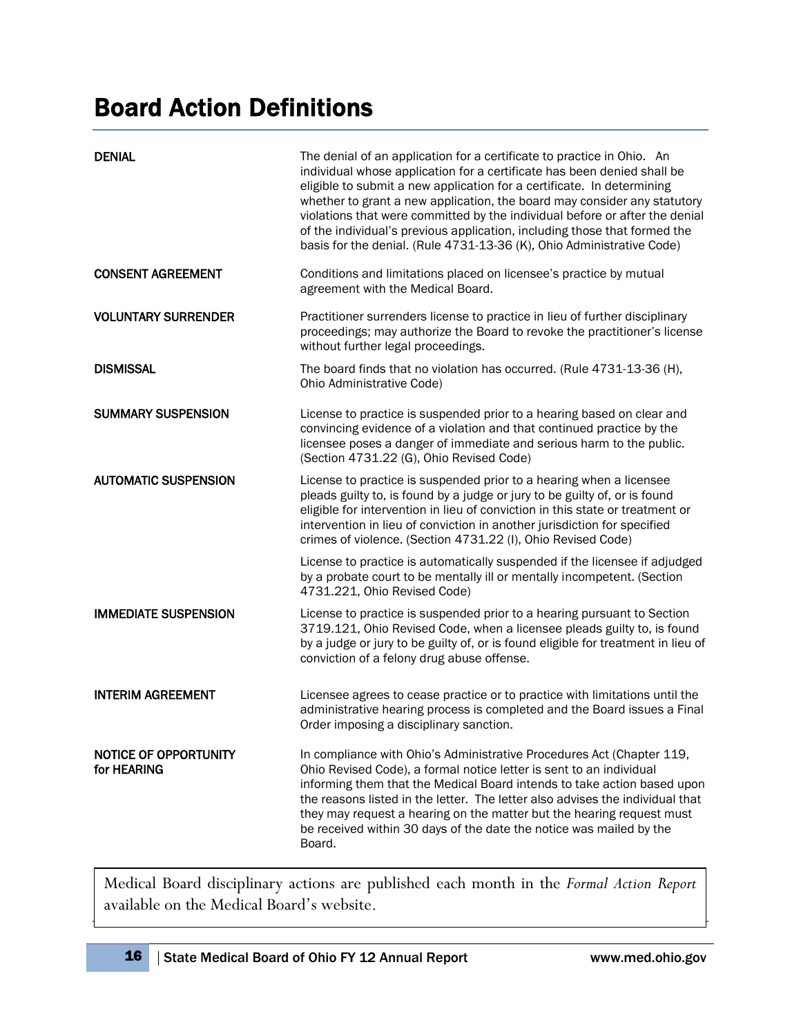# Board Action Definitions

| | |
|---|---|
| **DENIAL** | The denial of an application for a certificate to practice in Ohio. An individual whose application for a certificate has been denied shall be eligible to submit a new application for a certificate. In determining whether to grant a new application, the board may consider any statutory violations that were committed by the individual before or after the denial of the individual's previous application, including those that formed the basis for the denial. (Rule 4731-13-36 (K), Ohio Administrative Code) |
| **CONSENT AGREEMENT** | Conditions and limitations placed on licensee's practice by mutual agreement with the Medical Board. |
| **VOLUNTARY SURRENDER** | Practitioner surrenders license to practice in lieu of further disciplinary proceedings; may authorize the Board to revoke the practitioner's license without further legal proceedings. |
| **DISMISSAL** | The board finds that no violation has occurred. (Rule 4731-13-36 (H), Ohio Administrative Code) |
| **SUMMARY SUSPENSION** | License to practice is suspended prior to a hearing based on clear and convincing evidence of a violation and that continued practice by the licensee poses a danger of immediate and serious harm to the public. (Section 4731.22 (G), Ohio Revised Code) |
| **AUTOMATIC SUSPENSION** | License to practice is suspended prior to a hearing when a licensee pleads guilty to, is found by a judge or jury to be guilty of, or is found eligible for intervention in lieu of conviction in this state or treatment or intervention in lieu of conviction in another jurisdiction for specified crimes of violence. (Section 4731.22 (I), Ohio Revised Code)<br><br>License to practice is automatically suspended if the licensee if adjudged by a probate court to be mentally ill or mentally incompetent. (Section 4731.221, Ohio Revised Code) |
| **IMMEDIATE SUSPENSION** | License to practice is suspended prior to a hearing pursuant to Section 3719.121, Ohio Revised Code, when a licensee pleads guilty to, is found by a judge or jury to be guilty of, or is found eligible for treatment in lieu of conviction of a felony drug abuse offense. |
| **INTERIM AGREEMENT** | Licensee agrees to cease practice or to practice with limitations until the administrative hearing process is completed and the Board issues a Final Order imposing a disciplinary sanction. |
| **NOTICE OF OPPORTUNITY for HEARING** | In compliance with Ohio's Administrative Procedures Act (Chapter 119, Ohio Revised Code), a formal notice letter is sent to an individual informing them that the Medical Board intends to take action based upon the reasons listed in the letter. The letter also advises the individual that they may request a hearing on the matter but the hearing request must be received within 30 days of the date the notice was mailed by the Board. |

Medical Board disciplinary actions are published each month in the *Formal Action Report* available on the Medical Board's website.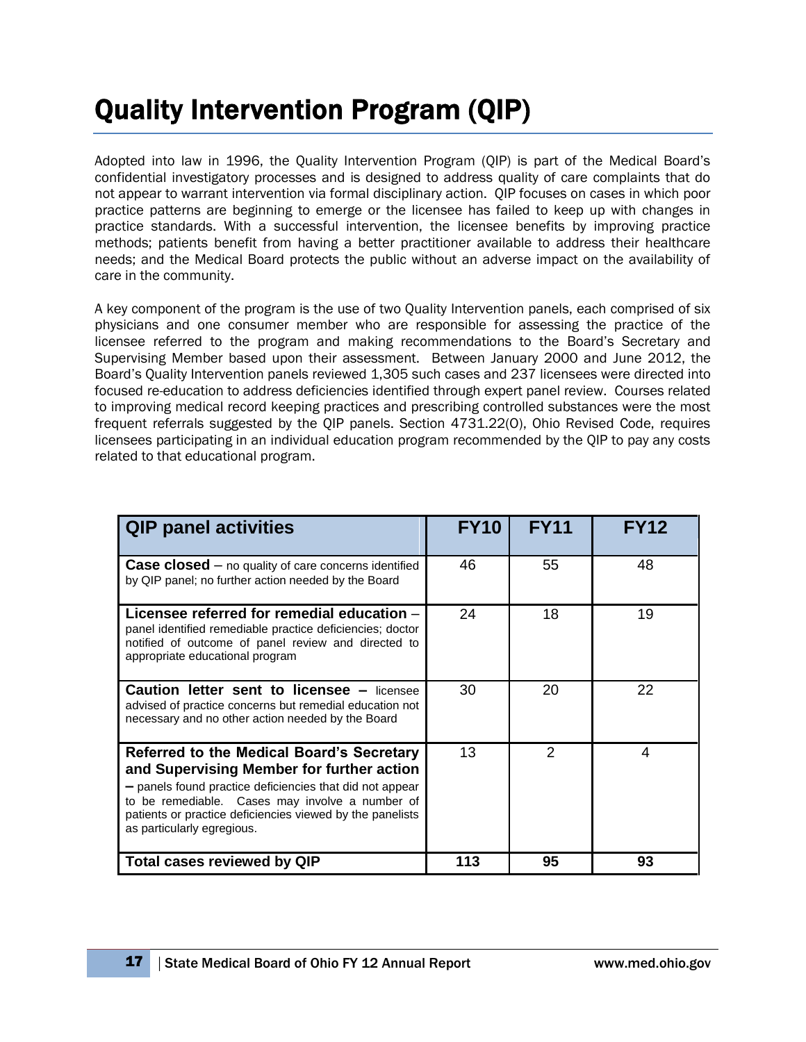# Quality Intervention Program (QIP)

Adopted into law in 1996, the Quality Intervention Program (QIP) is part of the Medical Board's confidential investigatory processes and is designed to address quality of care complaints that do not appear to warrant intervention via formal disciplinary action. QIP focuses on cases in which poor practice patterns are beginning to emerge or the licensee has failed to keep up with changes in practice standards. With a successful intervention, the licensee benefits by improving practice methods; patients benefit from having a better practitioner available to address their healthcare needs; and the Medical Board protects the public without an adverse impact on the availability of care in the community.

A key component of the program is the use of two Quality Intervention panels, each comprised of six physicians and one consumer member who are responsible for assessing the practice of the licensee referred to the program and making recommendations to the Board's Secretary and Supervising Member based upon their assessment. Between January 2000 and June 2012, the Board's Quality Intervention panels reviewed 1,305 such cases and 237 licensees were directed into focused re-education to address deficiencies identified through expert panel review. Courses related to improving medical record keeping practices and prescribing controlled substances were the most frequent referrals suggested by the QIP panels. Section 4731.22(O), Ohio Revised Code, requires licensees participating in an individual education program recommended by the QIP to pay any costs related to that educational program.

| QIP panel activities | FY10 | FY11 | FY12 |
|---|---|---|---|
| **Case closed** – no quality of care concerns identified by QIP panel; no further action needed by the Board | 46 | 55 | 48 |
| **Licensee referred for remedial education** – panel identified remediable practice deficiencies; doctor notified of outcome of panel review and directed to appropriate educational program | 24 | 18 | 19 |
| **Caution letter sent to licensee –** licensee advised of practice concerns but remedial education not necessary and no other action needed by the Board | 30 | 20 | 22 |
| **Referred to the Medical Board's Secretary and Supervising Member for further action –** panels found practice deficiencies that did not appear to be remediable. Cases may involve a number of patients or practice deficiencies viewed by the panelists as particularly egregious. | 13 | 2 | 4 |
| **Total cases reviewed by QIP** | **113** | **95** | **93** |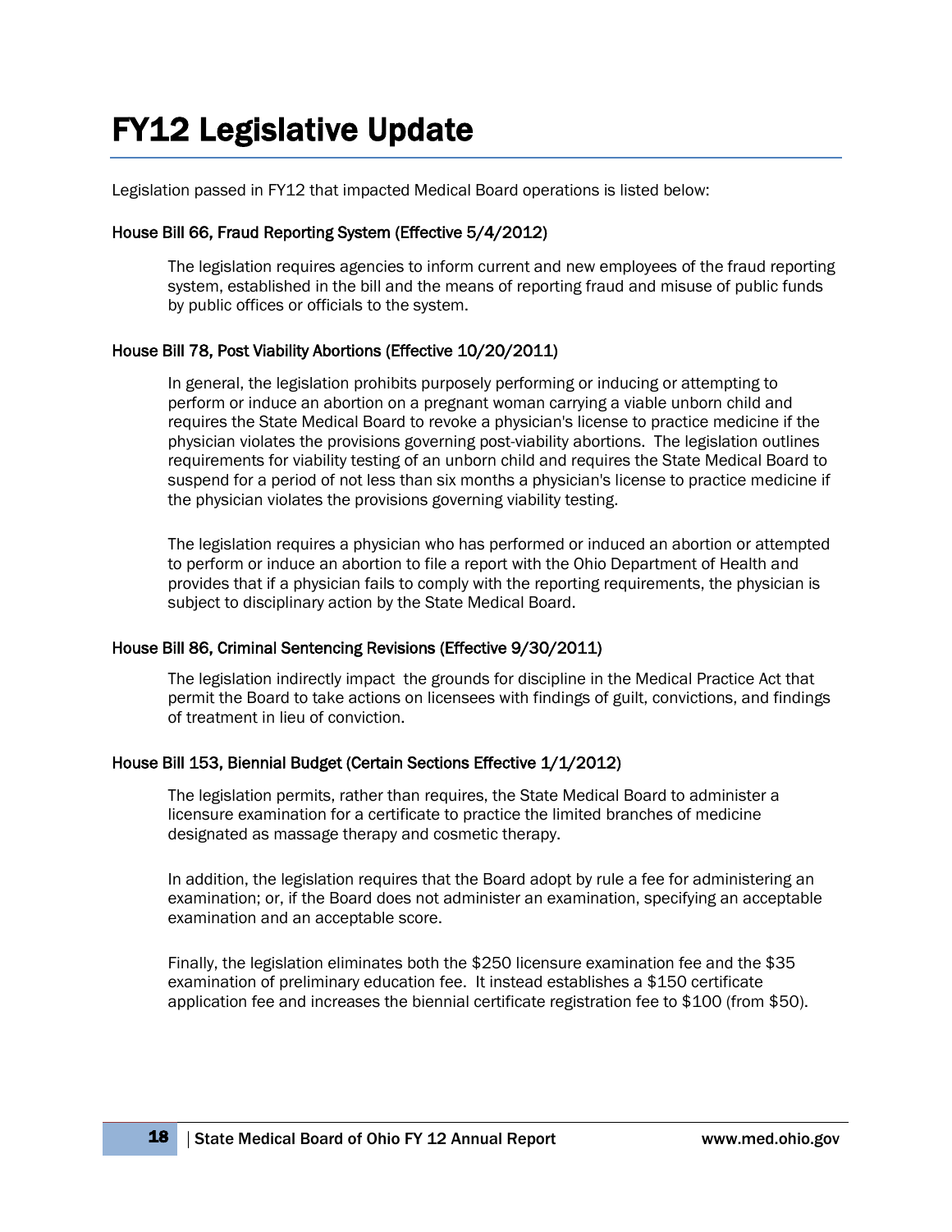# FY12 Legislative Update

Legislation passed in FY12 that impacted Medical Board operations is listed below:

### House Bill 66, Fraud Reporting System (Effective 5/4/2012)

The legislation requires agencies to inform current and new employees of the fraud reporting system, established in the bill and the means of reporting fraud and misuse of public funds by public offices or officials to the system.

### House Bill 78, Post Viability Abortions (Effective 10/20/2011)

In general, the legislation prohibits purposely performing or inducing or attempting to perform or induce an abortion on a pregnant woman carrying a viable unborn child and requires the State Medical Board to revoke a physician's license to practice medicine if the physician violates the provisions governing post-viability abortions. The legislation outlines requirements for viability testing of an unborn child and requires the State Medical Board to suspend for a period of not less than six months a physician's license to practice medicine if the physician violates the provisions governing viability testing.

The legislation requires a physician who has performed or induced an abortion or attempted to perform or induce an abortion to file a report with the Ohio Department of Health and provides that if a physician fails to comply with the reporting requirements, the physician is subject to disciplinary action by the State Medical Board.

### House Bill 86, Criminal Sentencing Revisions (Effective 9/30/2011)

The legislation indirectly impact the grounds for discipline in the Medical Practice Act that permit the Board to take actions on licensees with findings of guilt, convictions, and findings of treatment in lieu of conviction.

### House Bill 153, Biennial Budget (Certain Sections Effective 1/1/2012)

The legislation permits, rather than requires, the State Medical Board to administer a licensure examination for a certificate to practice the limited branches of medicine designated as massage therapy and cosmetic therapy.

In addition, the legislation requires that the Board adopt by rule a fee for administering an examination; or, if the Board does not administer an examination, specifying an acceptable examination and an acceptable score.

Finally, the legislation eliminates both the $250 licensure examination fee and the $35 examination of preliminary education fee. It instead establishes a $150 certificate application fee and increases the biennial certificate registration fee to $100 (from $50).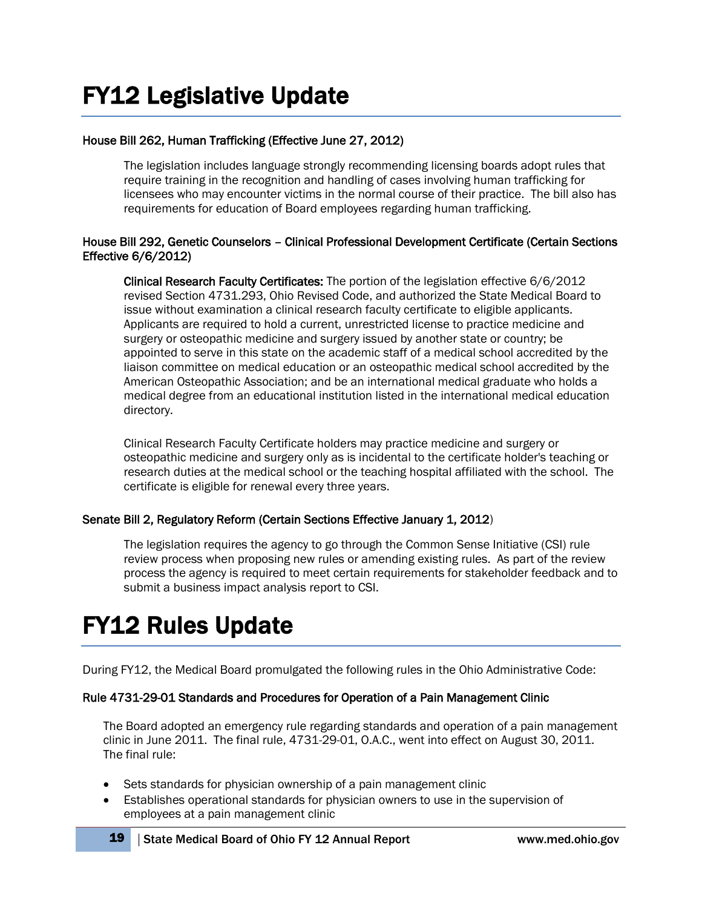# FY12 Legislative Update

### House Bill 262, Human Trafficking (Effective June 27, 2012)

The legislation includes language strongly recommending licensing boards adopt rules that require training in the recognition and handling of cases involving human trafficking for licensees who may encounter victims in the normal course of their practice. The bill also has requirements for education of Board employees regarding human trafficking.

### House Bill 292, Genetic Counselors – Clinical Professional Development Certificate (Certain Sections Effective 6/6/2012)

**Clinical Research Faculty Certificates:** The portion of the legislation effective 6/6/2012 revised Section 4731.293, Ohio Revised Code, and authorized the State Medical Board to issue without examination a clinical research faculty certificate to eligible applicants. Applicants are required to hold a current, unrestricted license to practice medicine and surgery or osteopathic medicine and surgery issued by another state or country; be appointed to serve in this state on the academic staff of a medical school accredited by the liaison committee on medical education or an osteopathic medical school accredited by the American Osteopathic Association; and be an international medical graduate who holds a medical degree from an educational institution listed in the international medical education directory.

Clinical Research Faculty Certificate holders may practice medicine and surgery or osteopathic medicine and surgery only as is incidental to the certificate holder's teaching or research duties at the medical school or the teaching hospital affiliated with the school. The certificate is eligible for renewal every three years.

### Senate Bill 2, Regulatory Reform (Certain Sections Effective January 1, 2012)

The legislation requires the agency to go through the Common Sense Initiative (CSI) rule review process when proposing new rules or amending existing rules. As part of the review process the agency is required to meet certain requirements for stakeholder feedback and to submit a business impact analysis report to CSI.

# FY12 Rules Update

During FY12, the Medical Board promulgated the following rules in the Ohio Administrative Code:

### Rule 4731-29-01 Standards and Procedures for Operation of a Pain Management Clinic

The Board adopted an emergency rule regarding standards and operation of a pain management clinic in June 2011. The final rule, 4731-29-01, O.A.C., went into effect on August 30, 2011. The final rule:

- Sets standards for physician ownership of a pain management clinic
- Establishes operational standards for physician owners to use in the supervision of employees at a pain management clinic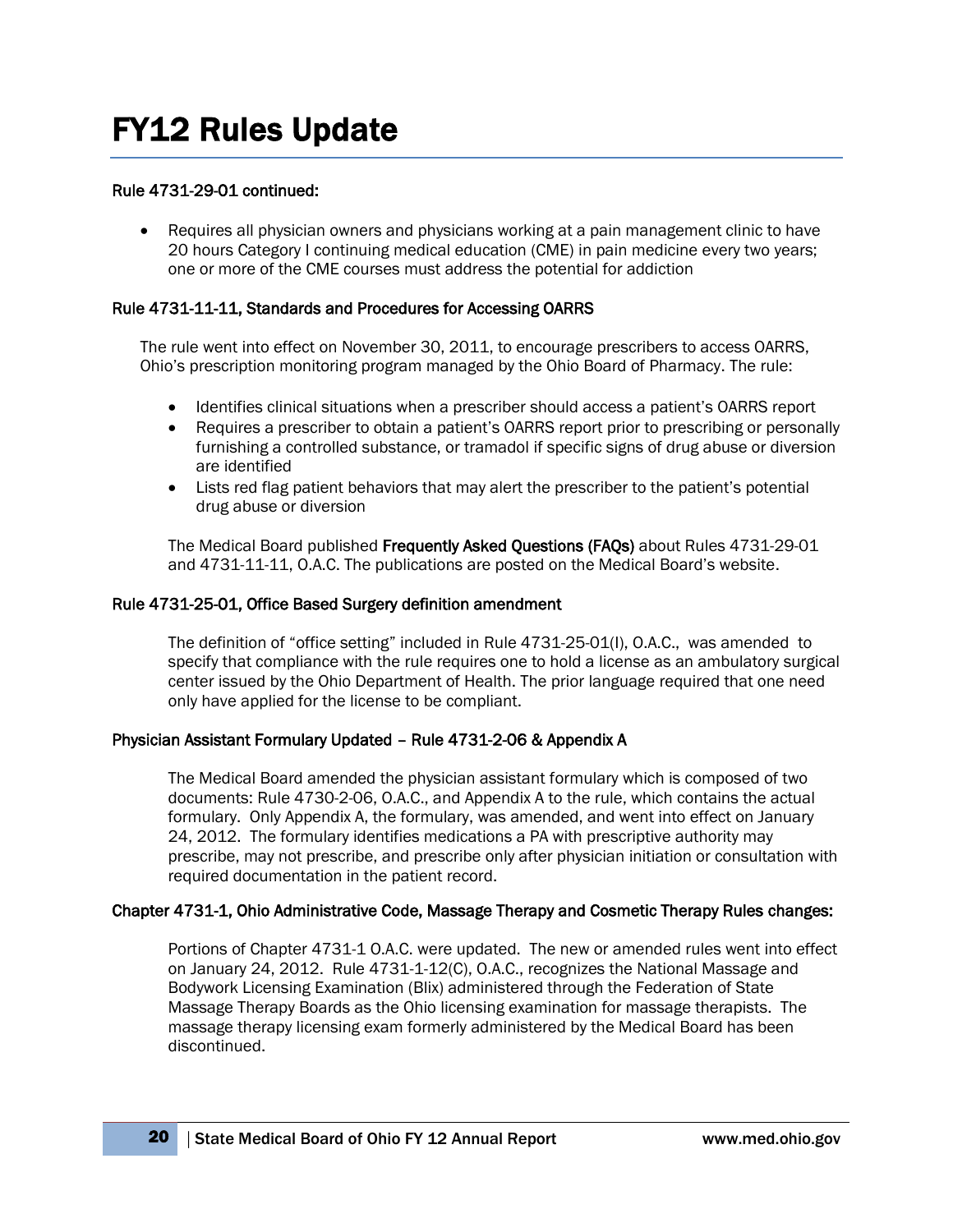# FY12 Rules Update

**Rule 4731-29-01 continued:**

- Requires all physician owners and physicians working at a pain management clinic to have 20 hours Category I continuing medical education (CME) in pain medicine every two years; one or more of the CME courses must address the potential for addiction

**Rule 4731-11-11, Standards and Procedures for Accessing OARRS**

The rule went into effect on November 30, 2011, to encourage prescribers to access OARRS, Ohio's prescription monitoring program managed by the Ohio Board of Pharmacy. The rule:

- Identifies clinical situations when a prescriber should access a patient's OARRS report
- Requires a prescriber to obtain a patient's OARRS report prior to prescribing or personally furnishing a controlled substance, or tramadol if specific signs of drug abuse or diversion are identified
- Lists red flag patient behaviors that may alert the prescriber to the patient's potential drug abuse or diversion

The Medical Board published **Frequently Asked Questions (FAQs)** about Rules 4731-29-01 and 4731-11-11, O.A.C. The publications are posted on the Medical Board's website.

**Rule 4731-25-01, Office Based Surgery definition amendment**

The definition of "office setting" included in Rule 4731-25-01(I), O.A.C., was amended to specify that compliance with the rule requires one to hold a license as an ambulatory surgical center issued by the Ohio Department of Health. The prior language required that one need only have applied for the license to be compliant.

**Physician Assistant Formulary Updated – Rule 4731-2-06 & Appendix A**

The Medical Board amended the physician assistant formulary which is composed of two documents: Rule 4730-2-06, O.A.C., and Appendix A to the rule, which contains the actual formulary. Only Appendix A, the formulary, was amended, and went into effect on January 24, 2012. The formulary identifies medications a PA with prescriptive authority may prescribe, may not prescribe, and prescribe only after physician initiation or consultation with required documentation in the patient record.

**Chapter 4731-1, Ohio Administrative Code, Massage Therapy and Cosmetic Therapy Rules changes:**

Portions of Chapter 4731-1 O.A.C. were updated. The new or amended rules went into effect on January 24, 2012. Rule 4731-1-12(C), O.A.C., recognizes the National Massage and Bodywork Licensing Examination (Blix) administered through the Federation of State Massage Therapy Boards as the Ohio licensing examination for massage therapists. The massage therapy licensing exam formerly administered by the Medical Board has been discontinued.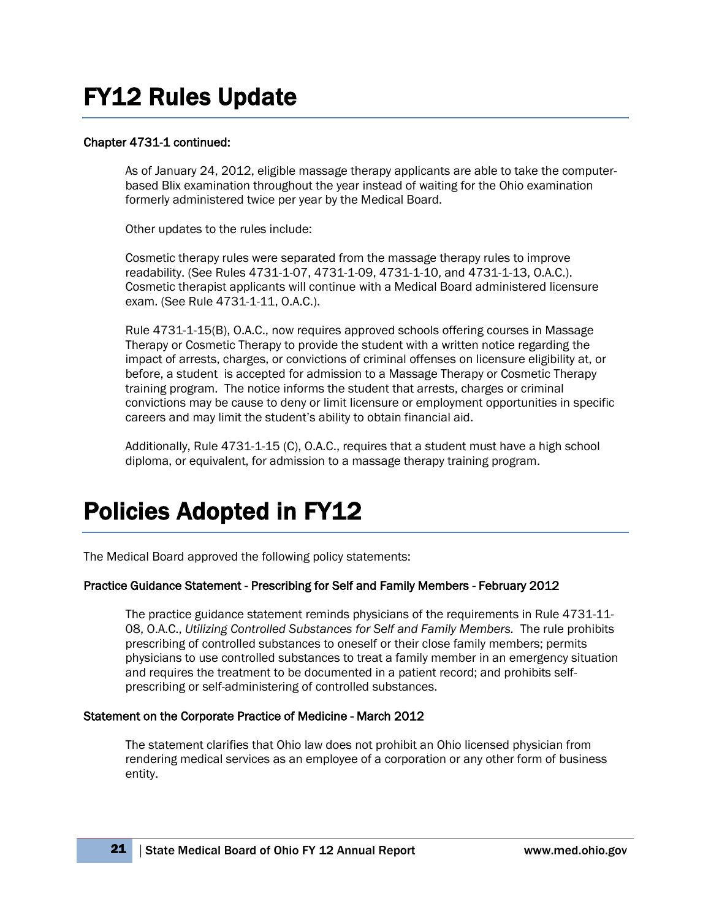# FY12 Rules Update

**Chapter 4731-1 continued:**

As of January 24, 2012, eligible massage therapy applicants are able to take the computer-based Blix examination throughout the year instead of waiting for the Ohio examination formerly administered twice per year by the Medical Board.

Other updates to the rules include:

Cosmetic therapy rules were separated from the massage therapy rules to improve readability. (See Rules 4731-1-07, 4731-1-09, 4731-1-10, and 4731-1-13, O.A.C.). Cosmetic therapist applicants will continue with a Medical Board administered licensure exam. (See Rule 4731-1-11, O.A.C.).

Rule 4731-1-15(B), O.A.C., now requires approved schools offering courses in Massage Therapy or Cosmetic Therapy to provide the student with a written notice regarding the impact of arrests, charges, or convictions of criminal offenses on licensure eligibility at, or before, a student is accepted for admission to a Massage Therapy or Cosmetic Therapy training program. The notice informs the student that arrests, charges or criminal convictions may be cause to deny or limit licensure or employment opportunities in specific careers and may limit the student's ability to obtain financial aid.

Additionally, Rule 4731-1-15 (C), O.A.C., requires that a student must have a high school diploma, or equivalent, for admission to a massage therapy training program.

# Policies Adopted in FY12

The Medical Board approved the following policy statements:

**Practice Guidance Statement - Prescribing for Self and Family Members - February 2012**

The practice guidance statement reminds physicians of the requirements in Rule 4731-11-08, O.A.C., *Utilizing Controlled Substances for Self and Family Members.* The rule prohibits prescribing of controlled substances to oneself or their close family members; permits physicians to use controlled substances to treat a family member in an emergency situation and requires the treatment to be documented in a patient record; and prohibits self-prescribing or self-administering of controlled substances.

**Statement on the Corporate Practice of Medicine - March 2012**

The statement clarifies that Ohio law does not prohibit an Ohio licensed physician from rendering medical services as an employee of a corporation or any other form of business entity.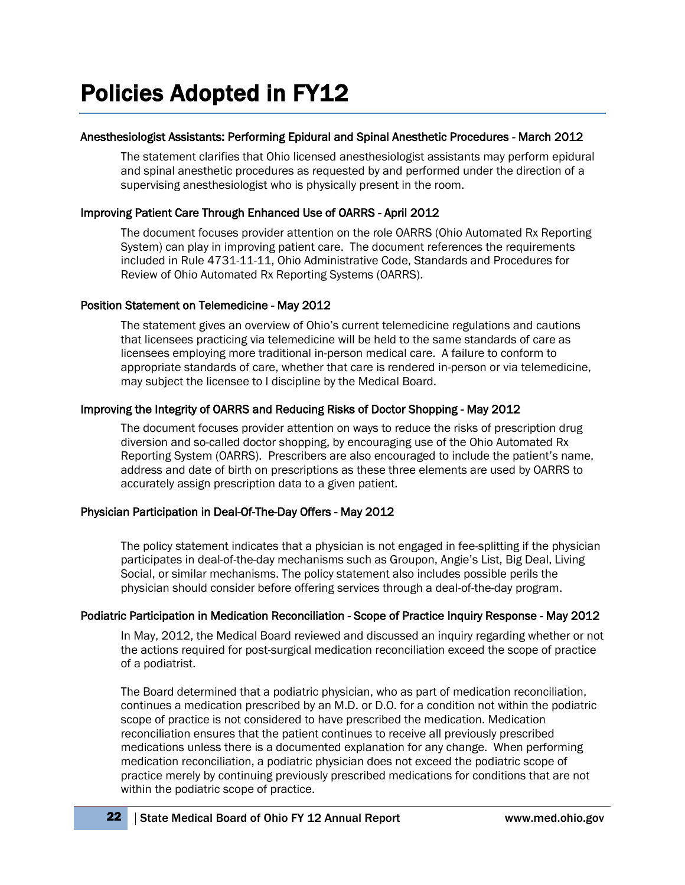# Policies Adopted in FY12

### Anesthesiologist Assistants: Performing Epidural and Spinal Anesthetic Procedures - March 2012

The statement clarifies that Ohio licensed anesthesiologist assistants may perform epidural and spinal anesthetic procedures as requested by and performed under the direction of a supervising anesthesiologist who is physically present in the room.

### Improving Patient Care Through Enhanced Use of OARRS - April 2012

The document focuses provider attention on the role OARRS (Ohio Automated Rx Reporting System) can play in improving patient care. The document references the requirements included in Rule 4731-11-11, Ohio Administrative Code, Standards and Procedures for Review of Ohio Automated Rx Reporting Systems (OARRS).

### Position Statement on Telemedicine - May 2012

The statement gives an overview of Ohio's current telemedicine regulations and cautions that licensees practicing via telemedicine will be held to the same standards of care as licensees employing more traditional in-person medical care. A failure to conform to appropriate standards of care, whether that care is rendered in-person or via telemedicine, may subject the licensee to l discipline by the Medical Board.

### Improving the Integrity of OARRS and Reducing Risks of Doctor Shopping - May 2012

The document focuses provider attention on ways to reduce the risks of prescription drug diversion and so-called doctor shopping, by encouraging use of the Ohio Automated Rx Reporting System (OARRS). Prescribers are also encouraged to include the patient's name, address and date of birth on prescriptions as these three elements are used by OARRS to accurately assign prescription data to a given patient.

### Physician Participation in Deal-Of-The-Day Offers - May 2012

The policy statement indicates that a physician is not engaged in fee-splitting if the physician participates in deal-of-the-day mechanisms such as Groupon, Angie's List, Big Deal, Living Social, or similar mechanisms. The policy statement also includes possible perils the physician should consider before offering services through a deal-of-the-day program.

### Podiatric Participation in Medication Reconciliation - Scope of Practice Inquiry Response - May 2012

In May, 2012, the Medical Board reviewed and discussed an inquiry regarding whether or not the actions required for post-surgical medication reconciliation exceed the scope of practice of a podiatrist.

The Board determined that a podiatric physician, who as part of medication reconciliation, continues a medication prescribed by an M.D. or D.O. for a condition not within the podiatric scope of practice is not considered to have prescribed the medication. Medication reconciliation ensures that the patient continues to receive all previously prescribed medications unless there is a documented explanation for any change. When performing medication reconciliation, a podiatric physician does not exceed the podiatric scope of practice merely by continuing previously prescribed medications for conditions that are not within the podiatric scope of practice.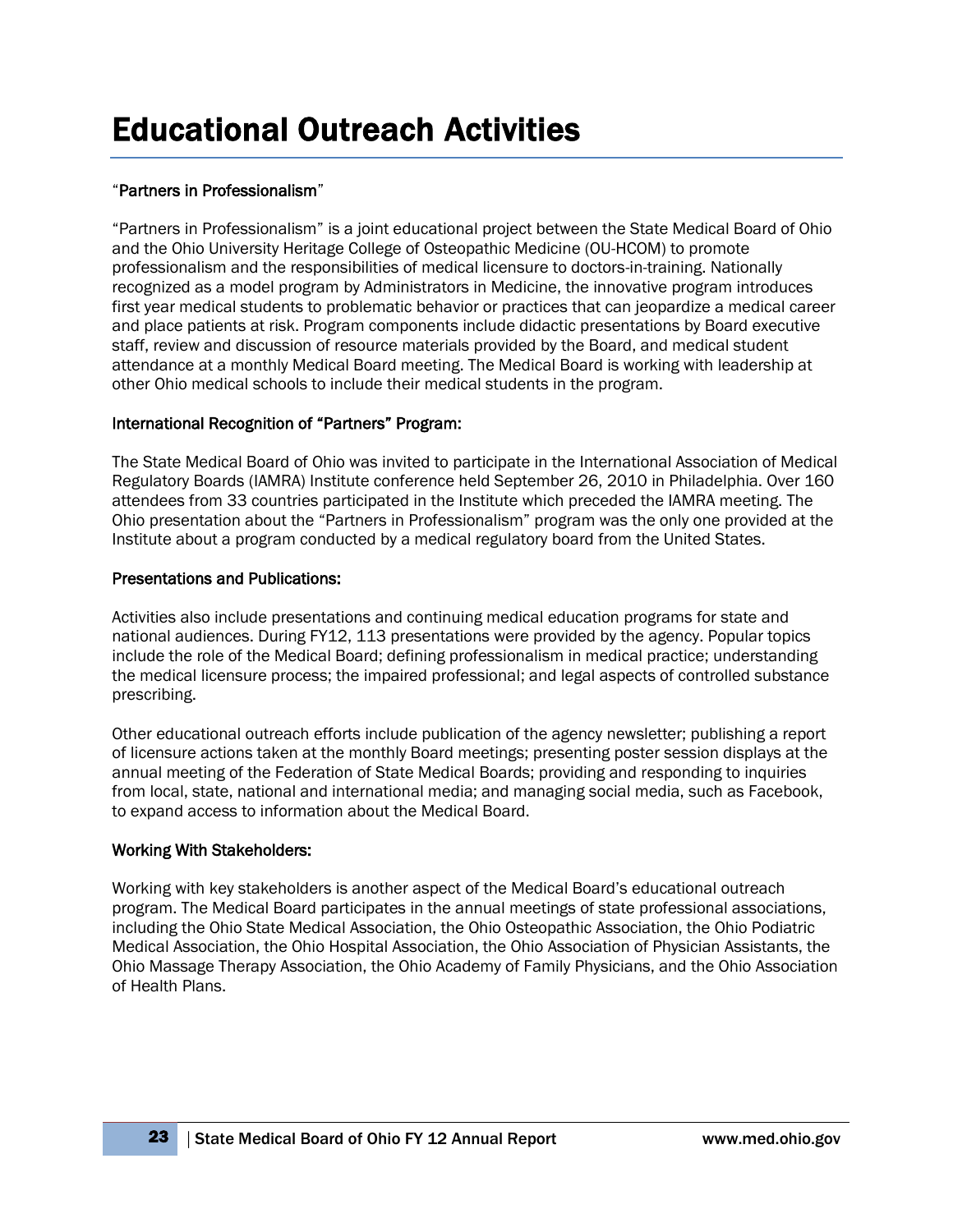# Educational Outreach Activities

"**Partners in Professionalism**"

"Partners in Professionalism" is a joint educational project between the State Medical Board of Ohio and the Ohio University Heritage College of Osteopathic Medicine (OU-HCOM) to promote professionalism and the responsibilities of medical licensure to doctors-in-training. Nationally recognized as a model program by Administrators in Medicine, the innovative program introduces first year medical students to problematic behavior or practices that can jeopardize a medical career and place patients at risk. Program components include didactic presentations by Board executive staff, review and discussion of resource materials provided by the Board, and medical student attendance at a monthly Medical Board meeting. The Medical Board is working with leadership at other Ohio medical schools to include their medical students in the program.

**International Recognition of "Partners" Program:**

The State Medical Board of Ohio was invited to participate in the International Association of Medical Regulatory Boards (IAMRA) Institute conference held September 26, 2010 in Philadelphia. Over 160 attendees from 33 countries participated in the Institute which preceded the IAMRA meeting. The Ohio presentation about the "Partners in Professionalism" program was the only one provided at the Institute about a program conducted by a medical regulatory board from the United States.

**Presentations and Publications:**

Activities also include presentations and continuing medical education programs for state and national audiences. During FY12, 113 presentations were provided by the agency. Popular topics include the role of the Medical Board; defining professionalism in medical practice; understanding the medical licensure process; the impaired professional; and legal aspects of controlled substance prescribing.

Other educational outreach efforts include publication of the agency newsletter; publishing a report of licensure actions taken at the monthly Board meetings; presenting poster session displays at the annual meeting of the Federation of State Medical Boards; providing and responding to inquiries from local, state, national and international media; and managing social media, such as Facebook, to expand access to information about the Medical Board.

**Working With Stakeholders:**

Working with key stakeholders is another aspect of the Medical Board's educational outreach program. The Medical Board participates in the annual meetings of state professional associations, including the Ohio State Medical Association, the Ohio Osteopathic Association, the Ohio Podiatric Medical Association, the Ohio Hospital Association, the Ohio Association of Physician Assistants, the Ohio Massage Therapy Association, the Ohio Academy of Family Physicians, and the Ohio Association of Health Plans.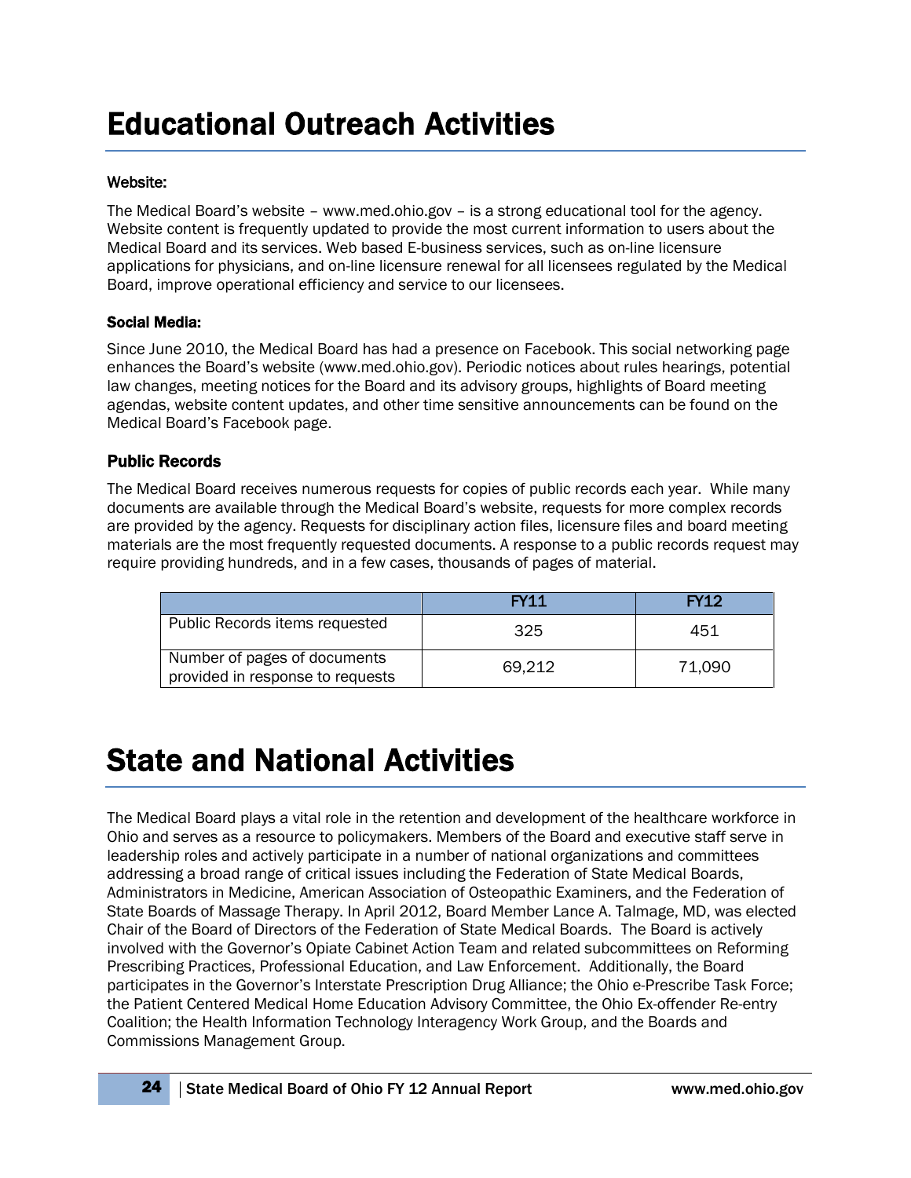# Educational Outreach Activities

### Website:

The Medical Board's website – www.med.ohio.gov – is a strong educational tool for the agency. Website content is frequently updated to provide the most current information to users about the Medical Board and its services. Web based E-business services, such as on-line licensure applications for physicians, and on-line licensure renewal for all licensees regulated by the Medical Board, improve operational efficiency and service to our licensees.

### Social Media:

Since June 2010, the Medical Board has had a presence on Facebook. This social networking page enhances the Board's website (www.med.ohio.gov). Periodic notices about rules hearings, potential law changes, meeting notices for the Board and its advisory groups, highlights of Board meeting agendas, website content updates, and other time sensitive announcements can be found on the Medical Board's Facebook page.

### Public Records

The Medical Board receives numerous requests for copies of public records each year. While many documents are available through the Medical Board's website, requests for more complex records are provided by the agency. Requests for disciplinary action files, licensure files and board meeting materials are the most frequently requested documents. A response to a public records request may require providing hundreds, and in a few cases, thousands of pages of material.

| | FY11 | FY12 |
|---|---|---|
| Public Records items requested | 325 | 451 |
| Number of pages of documents provided in response to requests | 69,212 | 71,090 |

# State and National Activities

The Medical Board plays a vital role in the retention and development of the healthcare workforce in Ohio and serves as a resource to policymakers. Members of the Board and executive staff serve in leadership roles and actively participate in a number of national organizations and committees addressing a broad range of critical issues including the Federation of State Medical Boards, Administrators in Medicine, American Association of Osteopathic Examiners, and the Federation of State Boards of Massage Therapy. In April 2012, Board Member Lance A. Talmage, MD, was elected Chair of the Board of Directors of the Federation of State Medical Boards. The Board is actively involved with the Governor's Opiate Cabinet Action Team and related subcommittees on Reforming Prescribing Practices, Professional Education, and Law Enforcement. Additionally, the Board participates in the Governor's Interstate Prescription Drug Alliance; the Ohio e-Prescribe Task Force; the Patient Centered Medical Home Education Advisory Committee, the Ohio Ex-offender Re-entry Coalition; the Health Information Technology Interagency Work Group, and the Boards and Commissions Management Group.